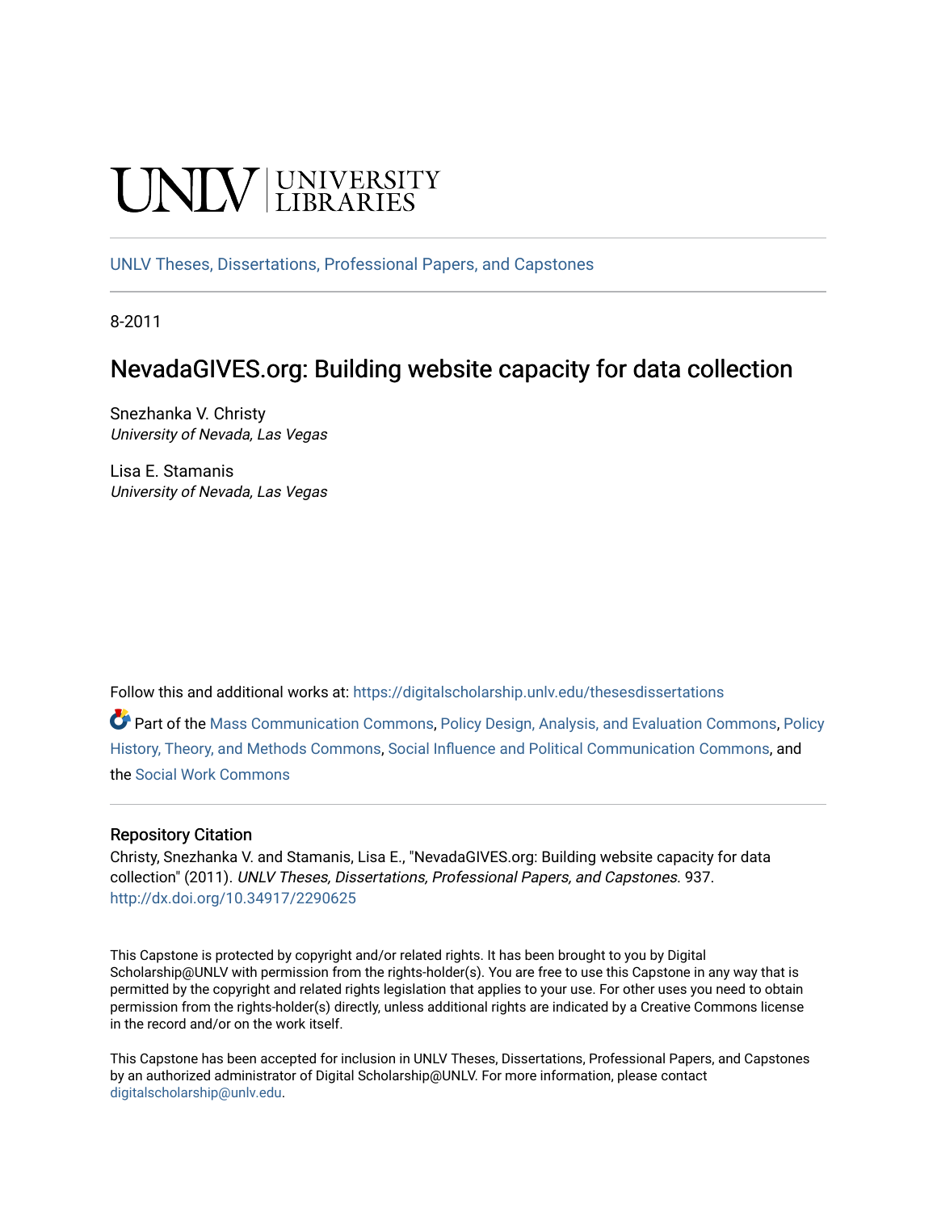UNLV | UNIVERSITY LIBRARIES

UNLV Theses, Dissertations, Professional Papers, and Capstones

8-2011

# NevadaGIVES.org: Building website capacity for data collection

Snezhanka V. Christy
*University of Nevada, Las Vegas*

Lisa E. Stamanis
*University of Nevada, Las Vegas*

Follow this and additional works at: https://digitalscholarship.unlv.edu/thesesdissertations

Part of the Mass Communication Commons, Policy Design, Analysis, and Evaluation Commons, Policy History, Theory, and Methods Commons, Social Influence and Political Communication Commons, and the Social Work Commons

## Repository Citation

Christy, Snezhanka V. and Stamanis, Lisa E., "NevadaGIVES.org: Building website capacity for data collection" (2011). *UNLV Theses, Dissertations, Professional Papers, and Capstones*. 937.
http://dx.doi.org/10.34917/2290625

This Capstone is protected by copyright and/or related rights. It has been brought to you by Digital Scholarship@UNLV with permission from the rights-holder(s). You are free to use this Capstone in any way that is permitted by the copyright and related rights legislation that applies to your use. For other uses you need to obtain permission from the rights-holder(s) directly, unless additional rights are indicated by a Creative Commons license in the record and/or on the work itself.

This Capstone has been accepted for inclusion in UNLV Theses, Dissertations, Professional Papers, and Capstones by an authorized administrator of Digital Scholarship@UNLV. For more information, please contact digitalscholarship@unlv.edu.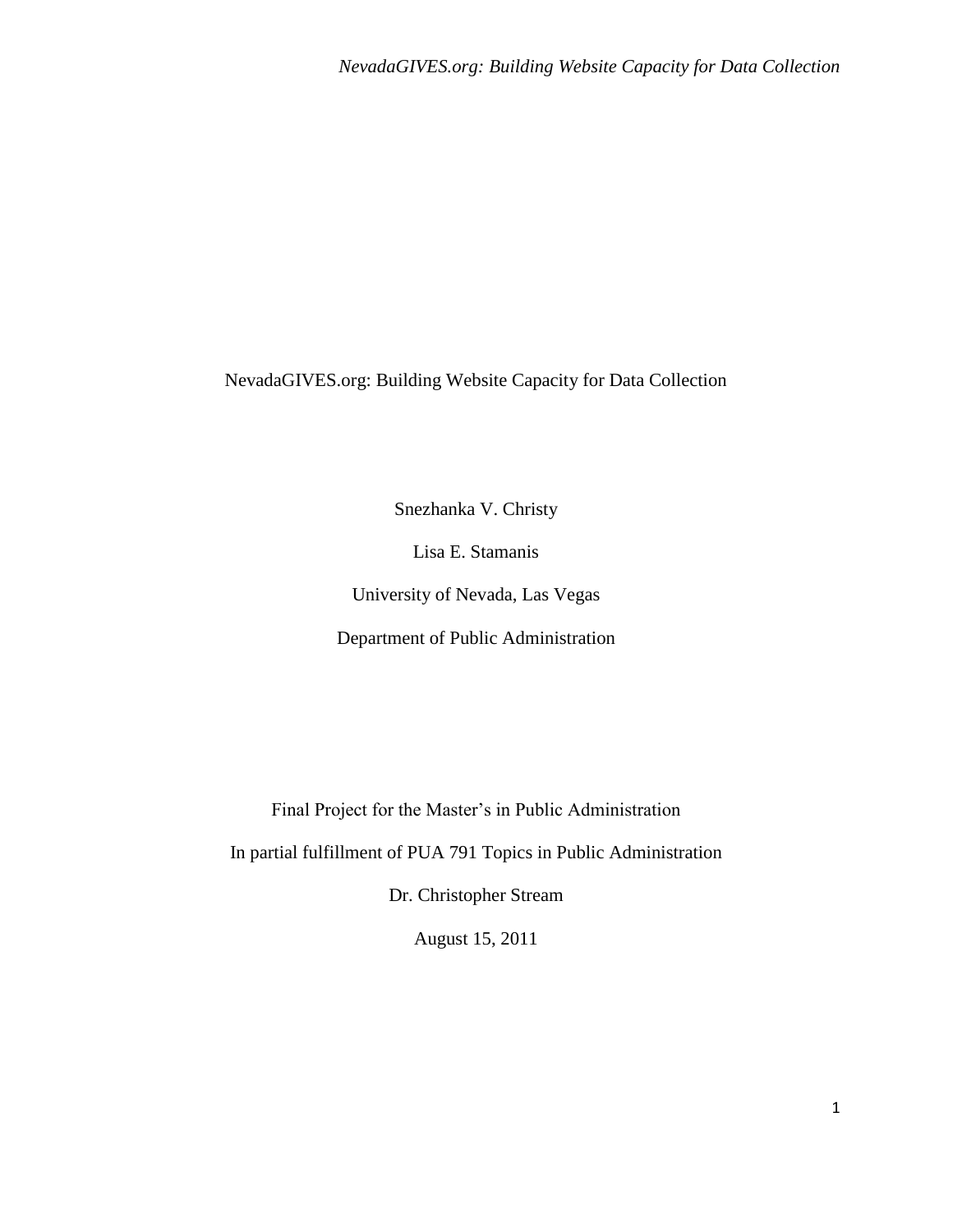NevadaGIVES.org: Building Website Capacity for Data Collection

Snezhanka V. Christy

Lisa E. Stamanis

University of Nevada, Las Vegas

Department of Public Administration

Final Project for the Master's in Public Administration

In partial fulfillment of PUA 791 Topics in Public Administration

Dr. Christopher Stream

August 15, 2011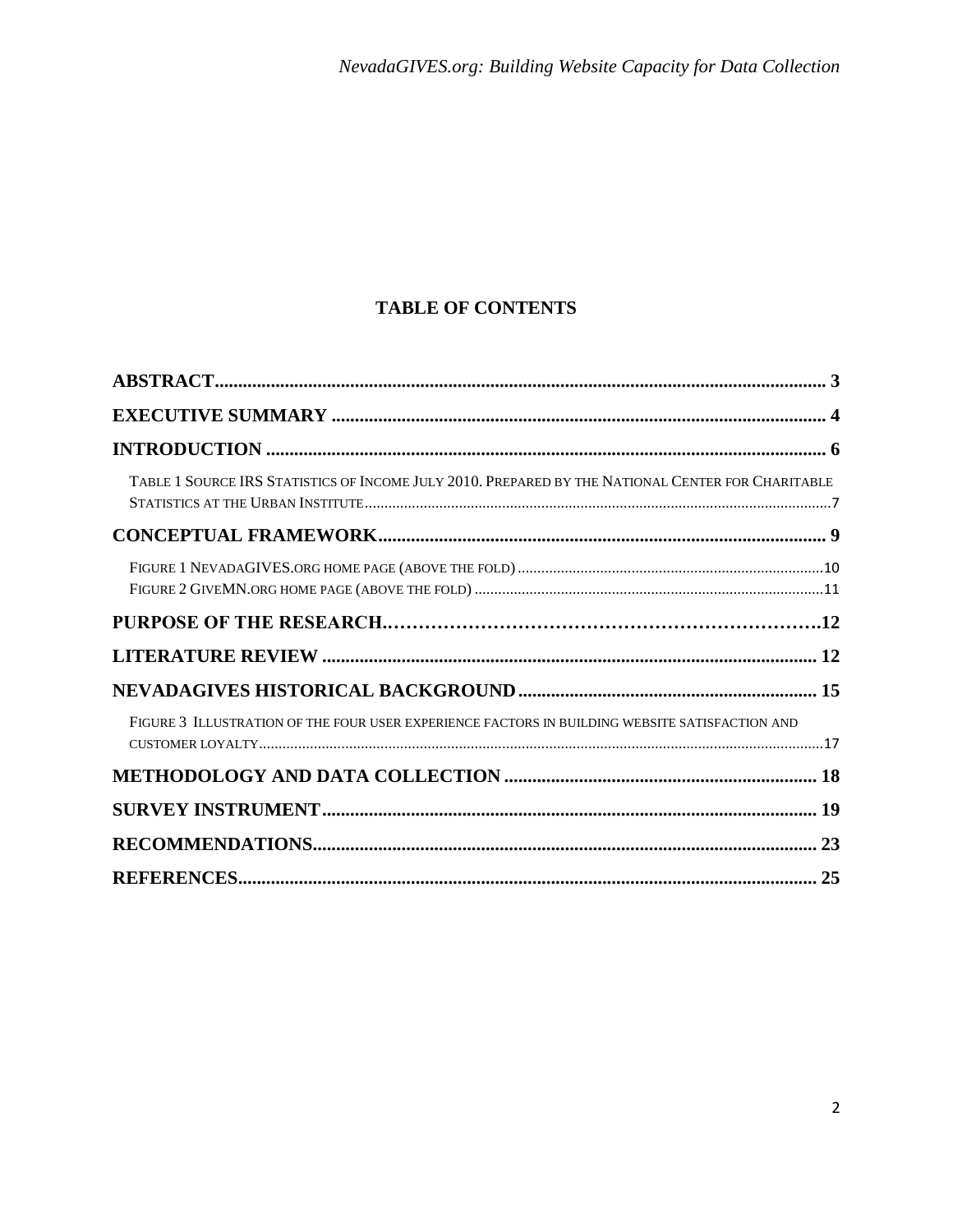# TABLE OF CONTENTS

**ABSTRACT** .......... 3

**EXECUTIVE SUMMARY** .......... 4

**INTRODUCTION** .......... 6

TABLE 1 SOURCE IRS STATISTICS OF INCOME JULY 2010. PREPARED BY THE NATIONAL CENTER FOR CHARITABLE STATISTICS AT THE URBAN INSTITUTE .......... 7

**CONCEPTUAL FRAMEWORK** .......... 9

FIGURE 1 NEVADAGIVES.ORG HOME PAGE (ABOVE THE FOLD) .......... 10

FIGURE 2 GIVEMN.ORG HOME PAGE (ABOVE THE FOLD) .......... 11

**PURPOSE OF THE RESEARCH** .......... 12

**LITERATURE REVIEW** .......... 12

**NEVADAGIVES HISTORICAL BACKGROUND** .......... 15

FIGURE 3 ILLUSTRATION OF THE FOUR USER EXPERIENCE FACTORS IN BUILDING WEBSITE SATISFACTION AND CUSTOMER LOYALTY .......... 17

**METHODOLOGY AND DATA COLLECTION** .......... 18

**SURVEY INSTRUMENT** .......... 19

**RECOMMENDATIONS** .......... 23

**REFERENCES** .......... 25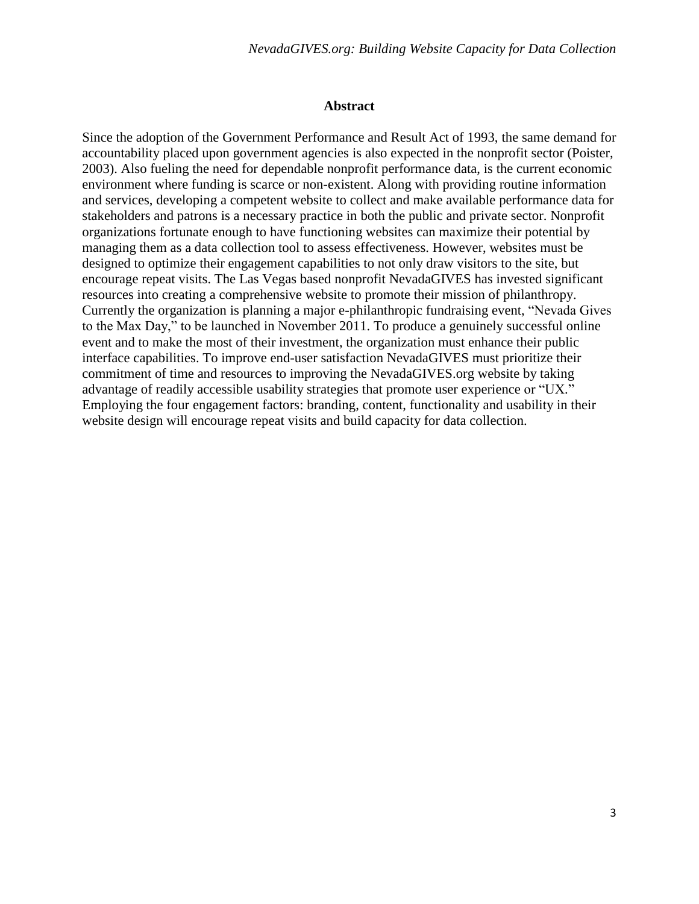## Abstract

Since the adoption of the Government Performance and Result Act of 1993, the same demand for accountability placed upon government agencies is also expected in the nonprofit sector (Poister, 2003). Also fueling the need for dependable nonprofit performance data, is the current economic environment where funding is scarce or non-existent. Along with providing routine information and services, developing a competent website to collect and make available performance data for stakeholders and patrons is a necessary practice in both the public and private sector. Nonprofit organizations fortunate enough to have functioning websites can maximize their potential by managing them as a data collection tool to assess effectiveness. However, websites must be designed to optimize their engagement capabilities to not only draw visitors to the site, but encourage repeat visits. The Las Vegas based nonprofit NevadaGIVES has invested significant resources into creating a comprehensive website to promote their mission of philanthropy. Currently the organization is planning a major e-philanthropic fundraising event, "Nevada Gives to the Max Day," to be launched in November 2011. To produce a genuinely successful online event and to make the most of their investment, the organization must enhance their public interface capabilities. To improve end-user satisfaction NevadaGIVES must prioritize their commitment of time and resources to improving the NevadaGIVES.org website by taking advantage of readily accessible usability strategies that promote user experience or "UX." Employing the four engagement factors: branding, content, functionality and usability in their website design will encourage repeat visits and build capacity for data collection.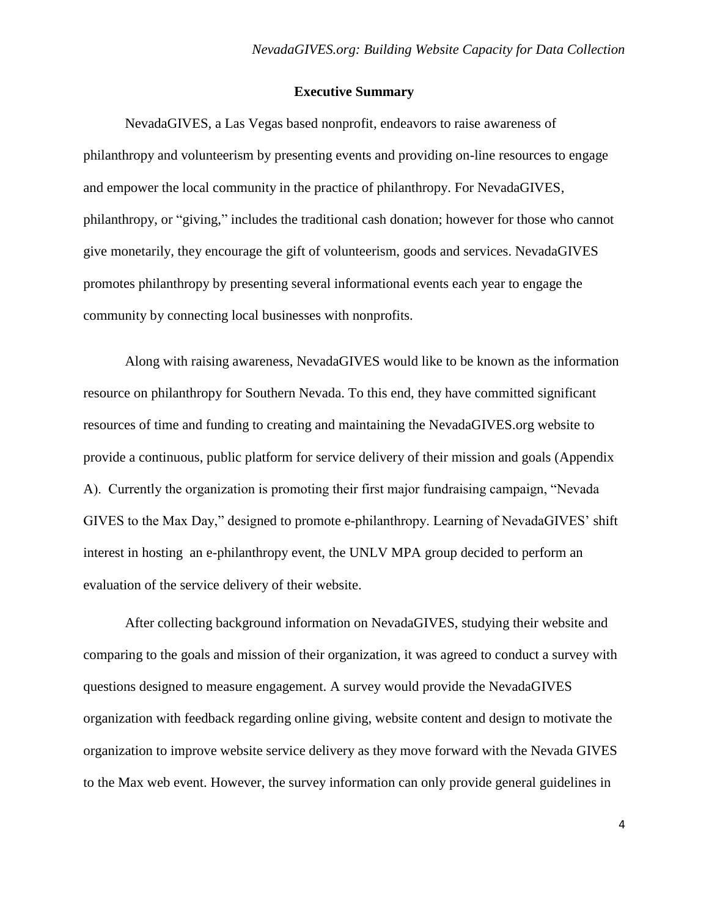## Executive Summary

NevadaGIVES, a Las Vegas based nonprofit, endeavors to raise awareness of philanthropy and volunteerism by presenting events and providing on-line resources to engage and empower the local community in the practice of philanthropy. For NevadaGIVES, philanthropy, or "giving," includes the traditional cash donation; however for those who cannot give monetarily, they encourage the gift of volunteerism, goods and services. NevadaGIVES promotes philanthropy by presenting several informational events each year to engage the community by connecting local businesses with nonprofits.

Along with raising awareness, NevadaGIVES would like to be known as the information resource on philanthropy for Southern Nevada. To this end, they have committed significant resources of time and funding to creating and maintaining the NevadaGIVES.org website to provide a continuous, public platform for service delivery of their mission and goals (Appendix A). Currently the organization is promoting their first major fundraising campaign, "Nevada GIVES to the Max Day," designed to promote e-philanthropy. Learning of NevadaGIVES' shift interest in hosting an e-philanthropy event, the UNLV MPA group decided to perform an evaluation of the service delivery of their website.

After collecting background information on NevadaGIVES, studying their website and comparing to the goals and mission of their organization, it was agreed to conduct a survey with questions designed to measure engagement. A survey would provide the NevadaGIVES organization with feedback regarding online giving, website content and design to motivate the organization to improve website service delivery as they move forward with the Nevada GIVES to the Max web event. However, the survey information can only provide general guidelines in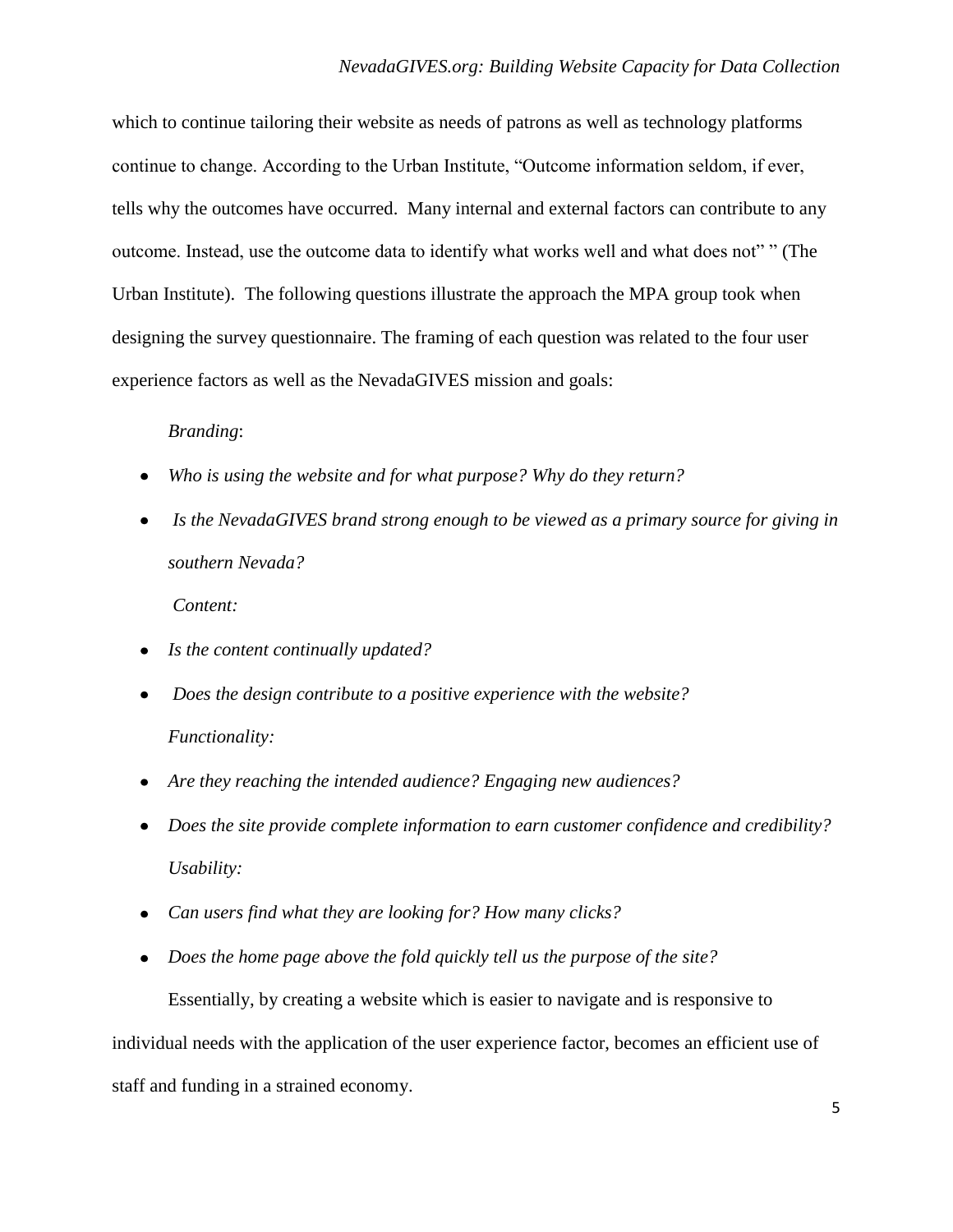which to continue tailoring their website as needs of patrons as well as technology platforms continue to change. According to the Urban Institute, "Outcome information seldom, if ever, tells why the outcomes have occurred. Many internal and external factors can contribute to any outcome. Instead, use the outcome data to identify what works well and what does not" " (The Urban Institute). The following questions illustrate the approach the MPA group took when designing the survey questionnaire. The framing of each question was related to the four user experience factors as well as the NevadaGIVES mission and goals:

*Branding*:

- *Who is using the website and for what purpose? Why do they return?*
- *Is the NevadaGIVES brand strong enough to be viewed as a primary source for giving in southern Nevada?*

*Content:*

- *Is the content continually updated?*
- *Does the design contribute to a positive experience with the website?*

*Functionality:*

- *Are they reaching the intended audience? Engaging new audiences?*
- *Does the site provide complete information to earn customer confidence and credibility?*

*Usability:*

- *Can users find what they are looking for? How many clicks?*
- *Does the home page above the fold quickly tell us the purpose of the site?*

Essentially, by creating a website which is easier to navigate and is responsive to individual needs with the application of the user experience factor, becomes an efficient use of staff and funding in a strained economy.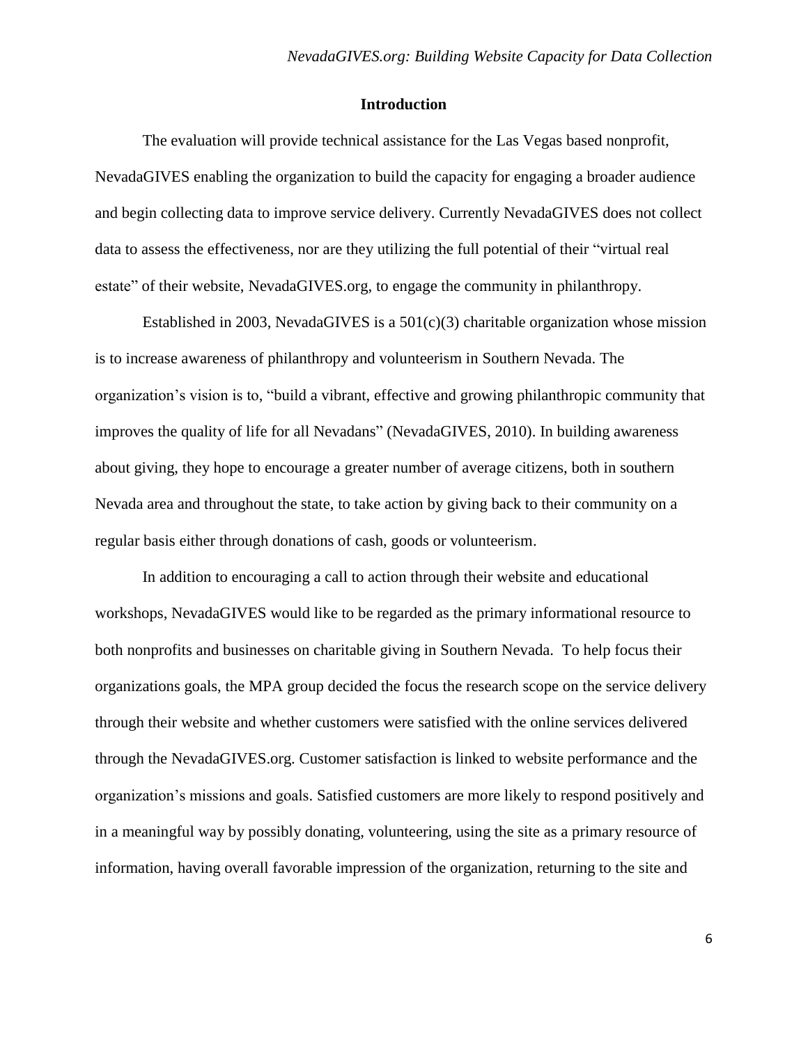## Introduction

The evaluation will provide technical assistance for the Las Vegas based nonprofit, NevadaGIVES enabling the organization to build the capacity for engaging a broader audience and begin collecting data to improve service delivery. Currently NevadaGIVES does not collect data to assess the effectiveness, nor are they utilizing the full potential of their "virtual real estate" of their website, NevadaGIVES.org, to engage the community in philanthropy.

Established in 2003, NevadaGIVES is a 501(c)(3) charitable organization whose mission is to increase awareness of philanthropy and volunteerism in Southern Nevada. The organization's vision is to, "build a vibrant, effective and growing philanthropic community that improves the quality of life for all Nevadans" (NevadaGIVES, 2010). In building awareness about giving, they hope to encourage a greater number of average citizens, both in southern Nevada area and throughout the state, to take action by giving back to their community on a regular basis either through donations of cash, goods or volunteerism.

In addition to encouraging a call to action through their website and educational workshops, NevadaGIVES would like to be regarded as the primary informational resource to both nonprofits and businesses on charitable giving in Southern Nevada. To help focus their organizations goals, the MPA group decided the focus the research scope on the service delivery through their website and whether customers were satisfied with the online services delivered through the NevadaGIVES.org. Customer satisfaction is linked to website performance and the organization's missions and goals. Satisfied customers are more likely to respond positively and in a meaningful way by possibly donating, volunteering, using the site as a primary resource of information, having overall favorable impression of the organization, returning to the site and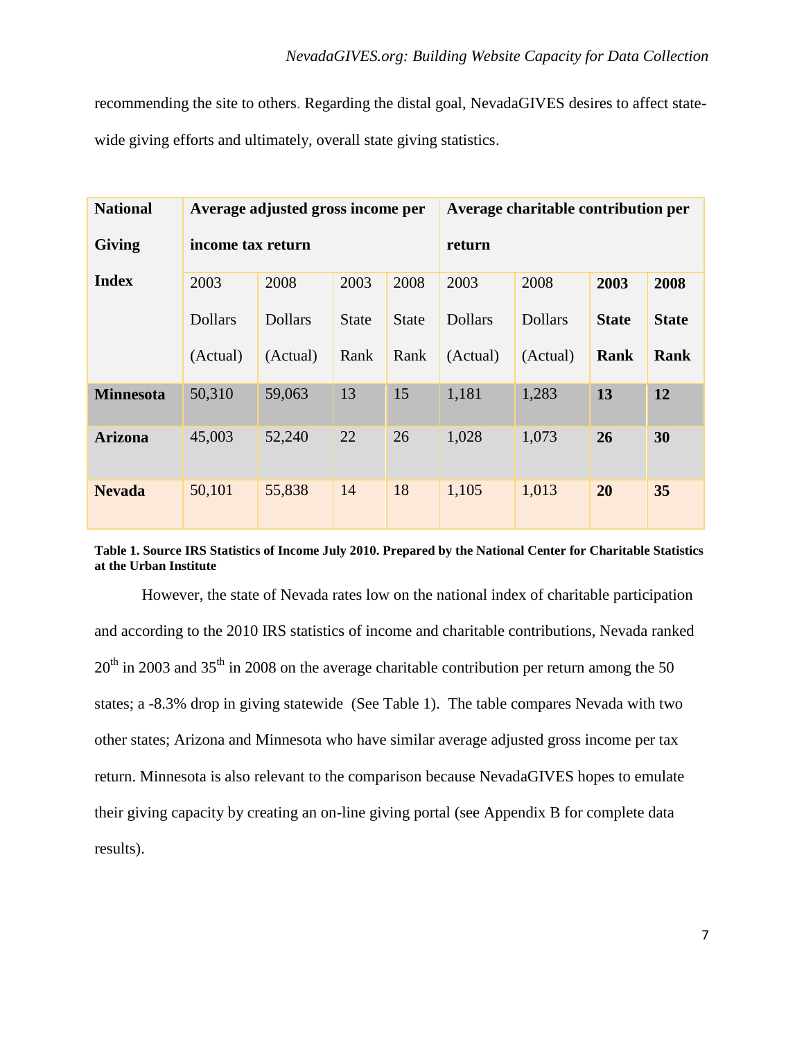recommending the site to others. Regarding the distal goal, NevadaGIVES desires to affect state-wide giving efforts and ultimately, overall state giving statistics.

| **National Giving Index** | **Average adjusted gross income per income tax return** | | | | **Average charitable contribution per return** | | | |
|---|---|---|---|---|---|---|---|---|
| | 2003 Dollars (Actual) | 2008 Dollars (Actual) | 2003 State Rank | 2008 State Rank | 2003 Dollars (Actual) | 2008 Dollars (Actual) | **2003 State Rank** | **2008 State Rank** |
| **Minnesota** | 50,310 | 59,063 | 13 | 15 | 1,181 | 1,283 | **13** | **12** |
| **Arizona** | 45,003 | 52,240 | 22 | 26 | 1,028 | 1,073 | **26** | **30** |
| **Nevada** | 50,101 | 55,838 | 14 | 18 | 1,105 | 1,013 | **20** | **35** |

**Table 1. Source IRS Statistics of Income July 2010. Prepared by the National Center for Charitable Statistics at the Urban Institute**

However, the state of Nevada rates low on the national index of charitable participation and according to the 2010 IRS statistics of income and charitable contributions, Nevada ranked 20th in 2003 and 35th in 2008 on the average charitable contribution per return among the 50 states; a -8.3% drop in giving statewide (See Table 1). The table compares Nevada with two other states; Arizona and Minnesota who have similar average adjusted gross income per tax return. Minnesota is also relevant to the comparison because NevadaGIVES hopes to emulate their giving capacity by creating an on-line giving portal (see Appendix B for complete data results).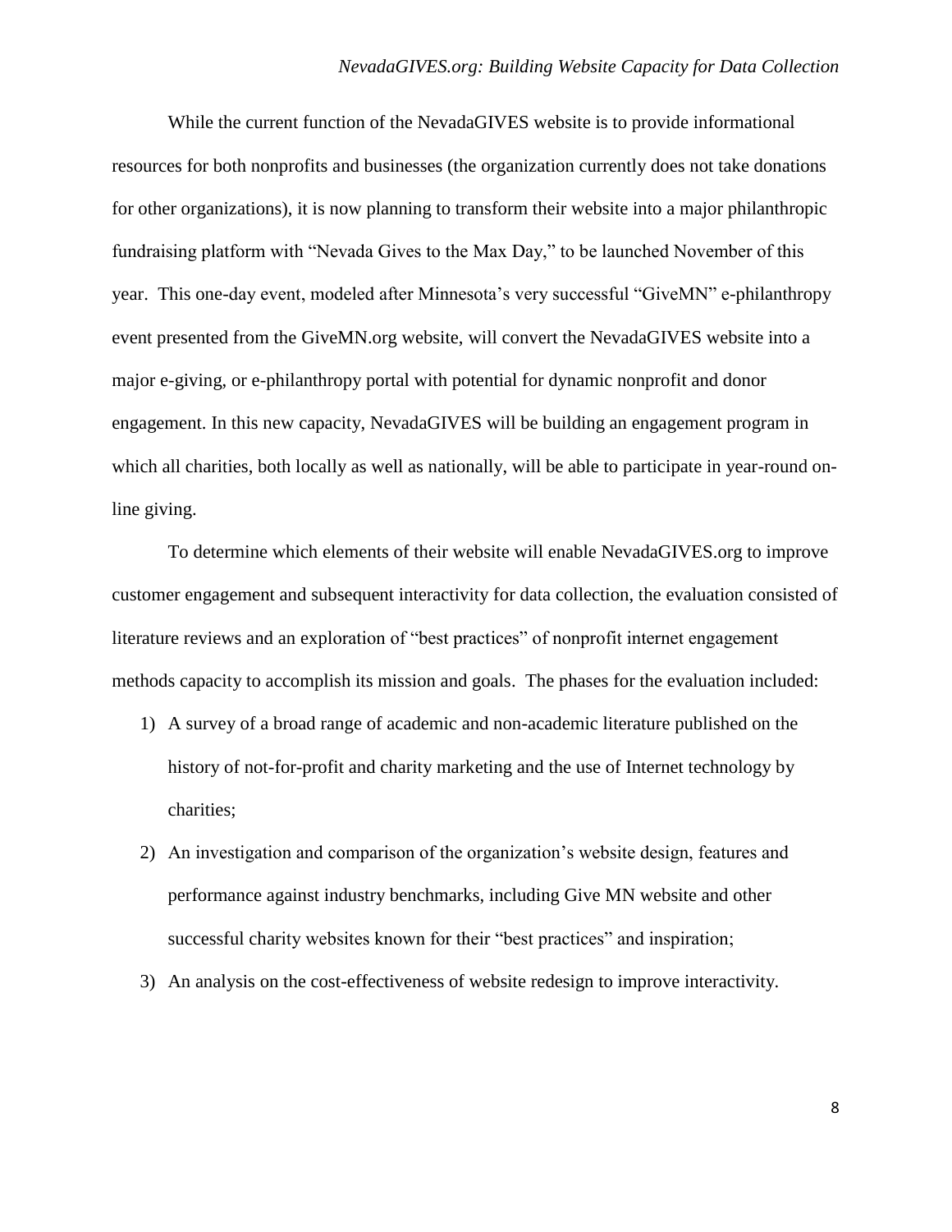While the current function of the NevadaGIVES website is to provide informational resources for both nonprofits and businesses (the organization currently does not take donations for other organizations), it is now planning to transform their website into a major philanthropic fundraising platform with "Nevada Gives to the Max Day," to be launched November of this year. This one-day event, modeled after Minnesota's very successful "GiveMN" e-philanthropy event presented from the GiveMN.org website, will convert the NevadaGIVES website into a major e-giving, or e-philanthropy portal with potential for dynamic nonprofit and donor engagement. In this new capacity, NevadaGIVES will be building an engagement program in which all charities, both locally as well as nationally, will be able to participate in year-round on-line giving.

To determine which elements of their website will enable NevadaGIVES.org to improve customer engagement and subsequent interactivity for data collection, the evaluation consisted of literature reviews and an exploration of "best practices" of nonprofit internet engagement methods capacity to accomplish its mission and goals. The phases for the evaluation included:

1) A survey of a broad range of academic and non-academic literature published on the history of not-for-profit and charity marketing and the use of Internet technology by charities;
2) An investigation and comparison of the organization's website design, features and performance against industry benchmarks, including Give MN website and other successful charity websites known for their "best practices" and inspiration;
3) An analysis on the cost-effectiveness of website redesign to improve interactivity.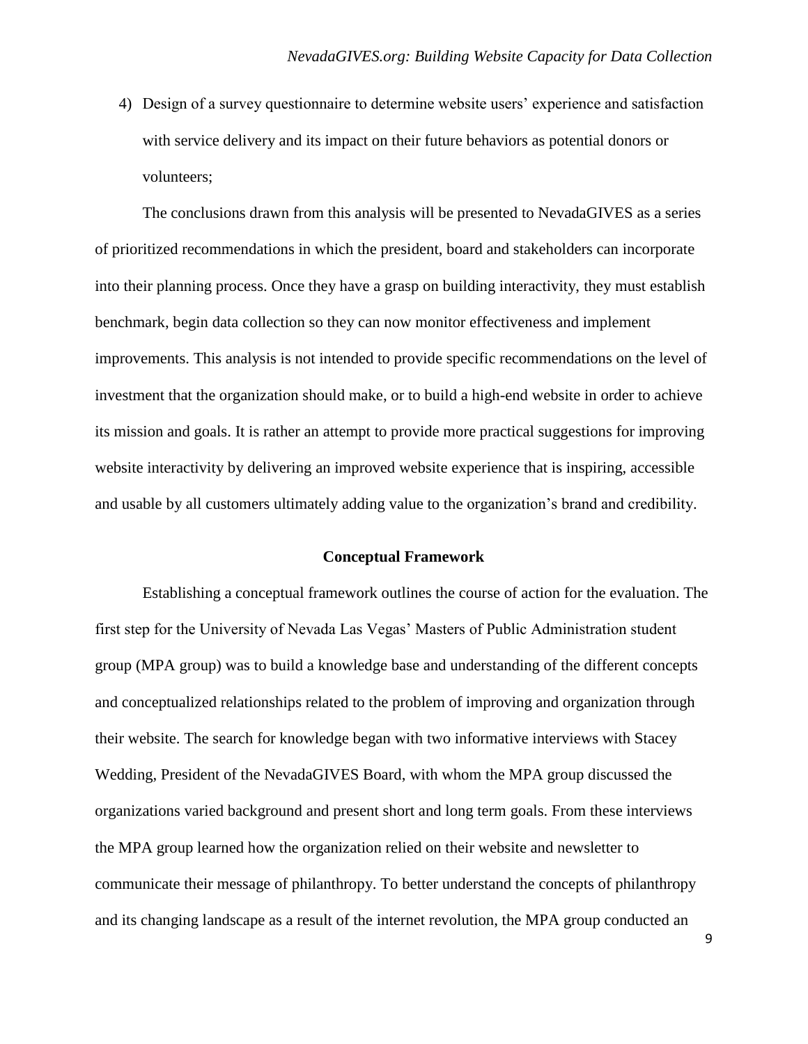4) Design of a survey questionnaire to determine website users' experience and satisfaction with service delivery and its impact on their future behaviors as potential donors or volunteers;

The conclusions drawn from this analysis will be presented to NevadaGIVES as a series of prioritized recommendations in which the president, board and stakeholders can incorporate into their planning process. Once they have a grasp on building interactivity, they must establish benchmark, begin data collection so they can now monitor effectiveness and implement improvements. This analysis is not intended to provide specific recommendations on the level of investment that the organization should make, or to build a high-end website in order to achieve its mission and goals. It is rather an attempt to provide more practical suggestions for improving website interactivity by delivering an improved website experience that is inspiring, accessible and usable by all customers ultimately adding value to the organization's brand and credibility.

## Conceptual Framework

Establishing a conceptual framework outlines the course of action for the evaluation. The first step for the University of Nevada Las Vegas' Masters of Public Administration student group (MPA group) was to build a knowledge base and understanding of the different concepts and conceptualized relationships related to the problem of improving and organization through their website. The search for knowledge began with two informative interviews with Stacey Wedding, President of the NevadaGIVES Board, with whom the MPA group discussed the organizations varied background and present short and long term goals. From these interviews the MPA group learned how the organization relied on their website and newsletter to communicate their message of philanthropy. To better understand the concepts of philanthropy and its changing landscape as a result of the internet revolution, the MPA group conducted an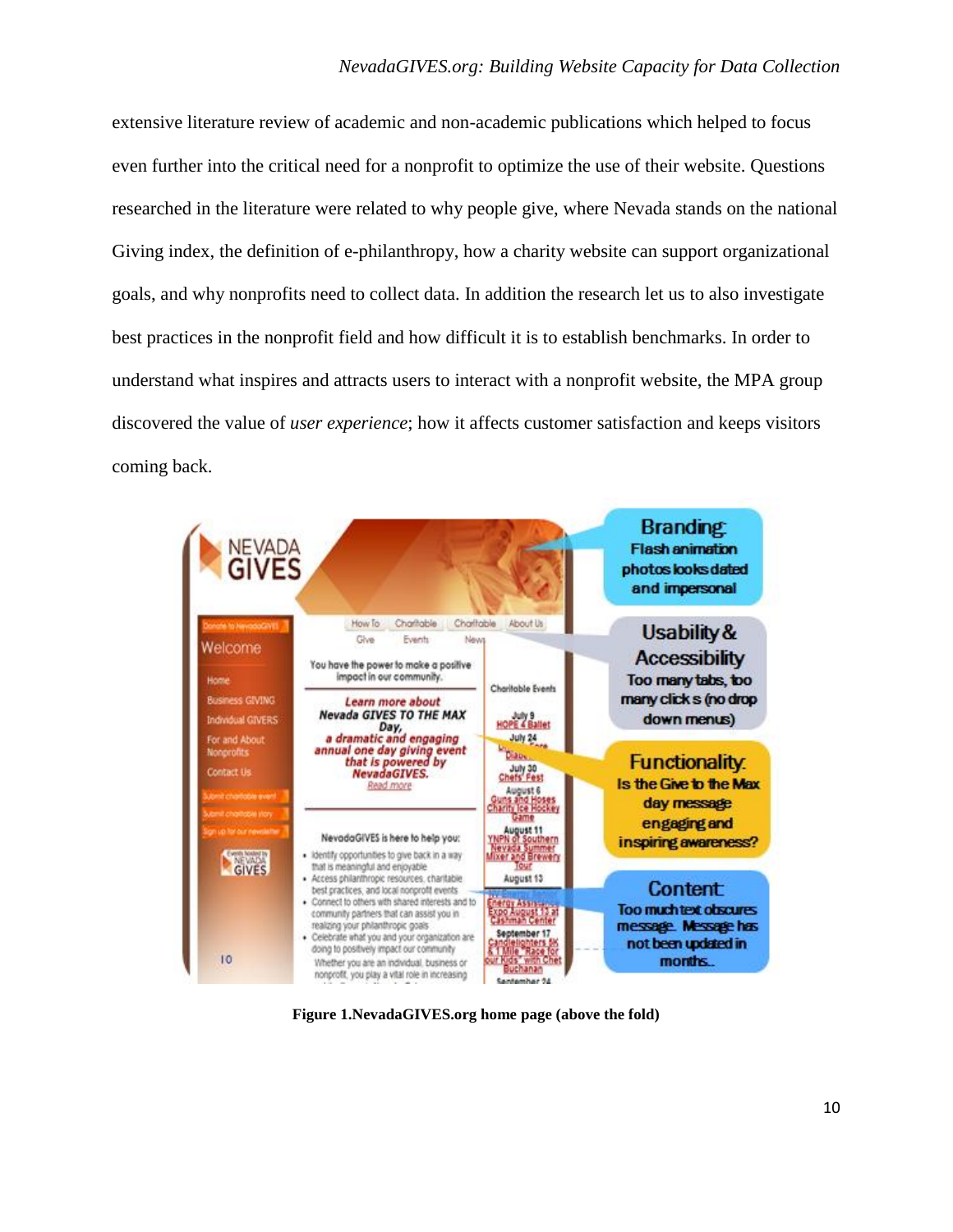extensive literature review of academic and non-academic publications which helped to focus even further into the critical need for a nonprofit to optimize the use of their website. Questions researched in the literature were related to why people give, where Nevada stands on the national Giving index, the definition of e-philanthropy, how a charity website can support organizational goals, and why nonprofits need to collect data. In addition the research let us to also investigate best practices in the nonprofit field and how difficult it is to establish benchmarks. In order to understand what inspires and attracts users to interact with a nonprofit website, the MPA group discovered the value of *user experience*; how it affects customer satisfaction and keeps visitors coming back.

**Figure 1.NevadaGIVES.org home page (above the fold)**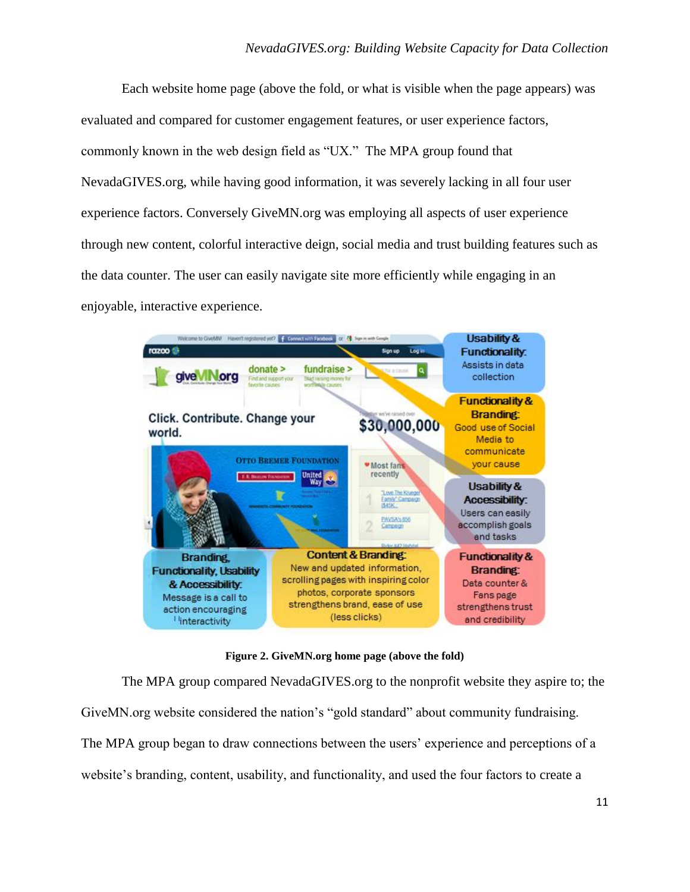Each website home page (above the fold, or what is visible when the page appears) was evaluated and compared for customer engagement features, or user experience factors, commonly known in the web design field as "UX." The MPA group found that NevadaGIVES.org, while having good information, it was severely lacking in all four user experience factors. Conversely GiveMN.org was employing all aspects of user experience through new content, colorful interactive deign, social media and trust building features such as the data counter. The user can easily navigate site more efficiently while engaging in an enjoyable, interactive experience.

**Figure 2. GiveMN.org home page (above the fold)**

The MPA group compared NevadaGIVES.org to the nonprofit website they aspire to; the GiveMN.org website considered the nation's "gold standard" about community fundraising. The MPA group began to draw connections between the users' experience and perceptions of a website's branding, content, usability, and functionality, and used the four factors to create a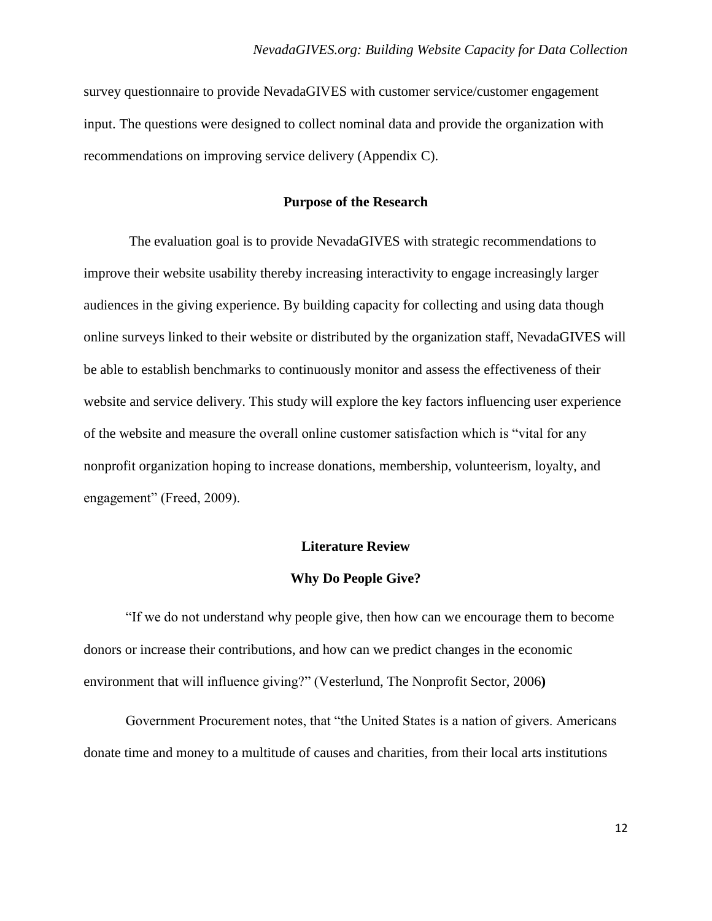survey questionnaire to provide NevadaGIVES with customer service/customer engagement input. The questions were designed to collect nominal data and provide the organization with recommendations on improving service delivery (Appendix C).

## Purpose of the Research

The evaluation goal is to provide NevadaGIVES with strategic recommendations to improve their website usability thereby increasing interactivity to engage increasingly larger audiences in the giving experience. By building capacity for collecting and using data though online surveys linked to their website or distributed by the organization staff, NevadaGIVES will be able to establish benchmarks to continuously monitor and assess the effectiveness of their website and service delivery. This study will explore the key factors influencing user experience of the website and measure the overall online customer satisfaction which is "vital for any nonprofit organization hoping to increase donations, membership, volunteerism, loyalty, and engagement" (Freed, 2009).

## Literature Review

### Why Do People Give?

"If we do not understand why people give, then how can we encourage them to become donors or increase their contributions, and how can we predict changes in the economic environment that will influence giving?" (Vesterlund, The Nonprofit Sector, 2006**)**

Government Procurement notes, that "the United States is a nation of givers. Americans donate time and money to a multitude of causes and charities, from their local arts institutions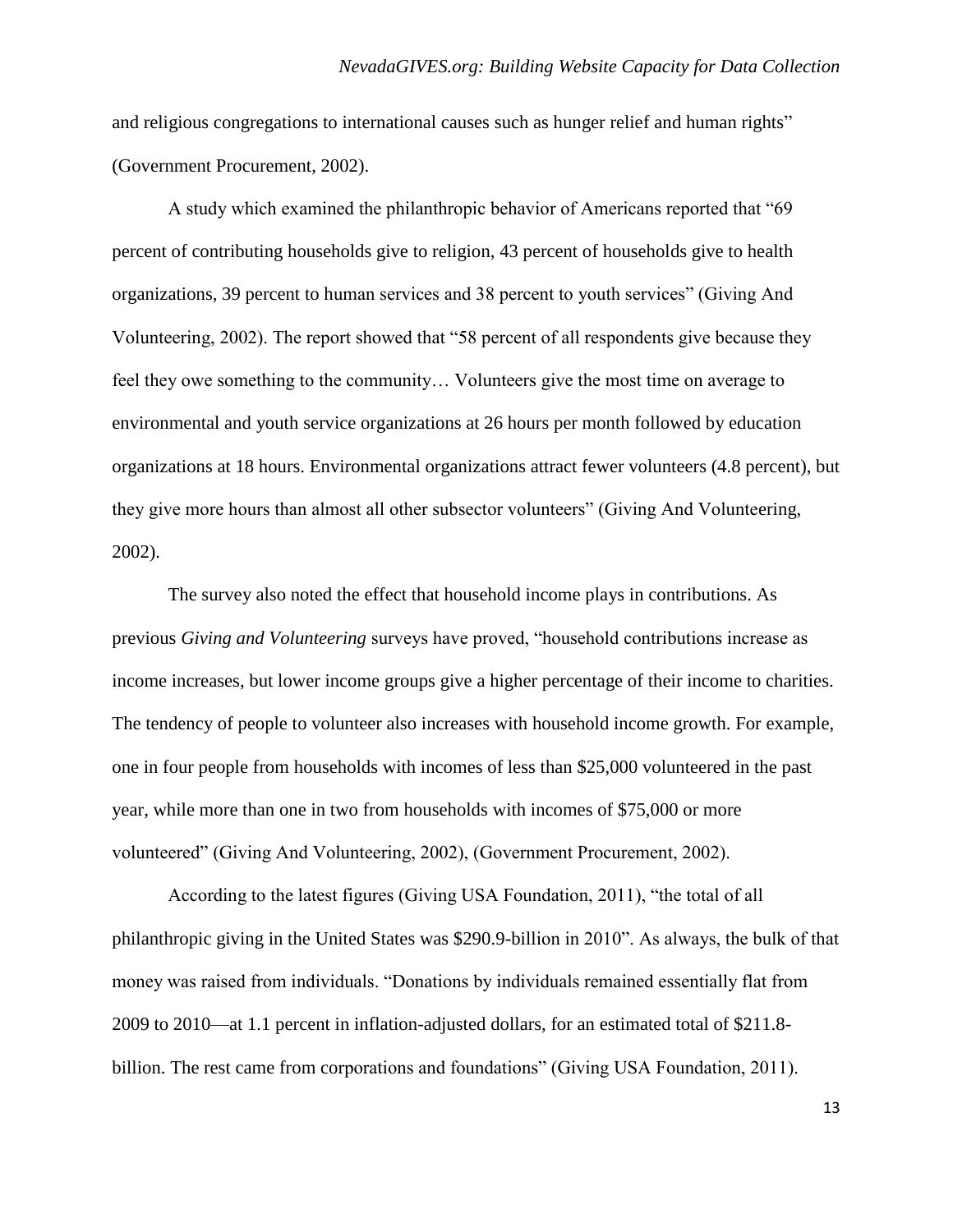and religious congregations to international causes such as hunger relief and human rights" (Government Procurement, 2002).

A study which examined the philanthropic behavior of Americans reported that "69 percent of contributing households give to religion, 43 percent of households give to health organizations, 39 percent to human services and 38 percent to youth services" (Giving And Volunteering, 2002). The report showed that "58 percent of all respondents give because they feel they owe something to the community… Volunteers give the most time on average to environmental and youth service organizations at 26 hours per month followed by education organizations at 18 hours. Environmental organizations attract fewer volunteers (4.8 percent), but they give more hours than almost all other subsector volunteers" (Giving And Volunteering, 2002).

The survey also noted the effect that household income plays in contributions. As previous *Giving and Volunteering* surveys have proved, "household contributions increase as income increases, but lower income groups give a higher percentage of their income to charities. The tendency of people to volunteer also increases with household income growth. For example, one in four people from households with incomes of less than $25,000 volunteered in the past year, while more than one in two from households with incomes of $75,000 or more volunteered" (Giving And Volunteering, 2002), (Government Procurement, 2002).

According to the latest figures (Giving USA Foundation, 2011), "the total of all philanthropic giving in the United States was $290.9-billion in 2010". As always, the bulk of that money was raised from individuals. "Donations by individuals remained essentially flat from 2009 to 2010—at 1.1 percent in inflation-adjusted dollars, for an estimated total of $211.8-billion. The rest came from corporations and foundations" (Giving USA Foundation, 2011).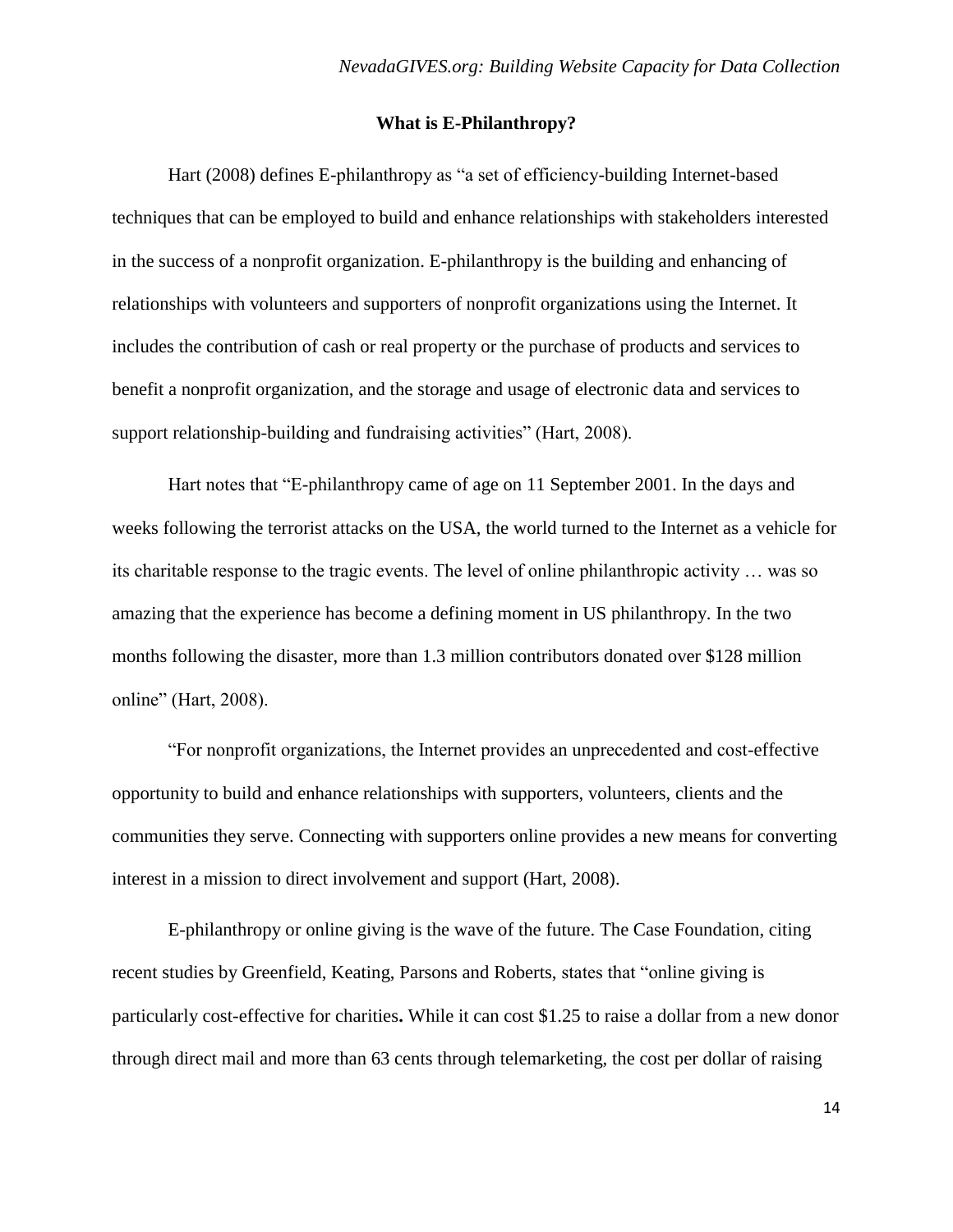## What is E-Philanthropy?

Hart (2008) defines E-philanthropy as "a set of efficiency-building Internet-based techniques that can be employed to build and enhance relationships with stakeholders interested in the success of a nonprofit organization. E-philanthropy is the building and enhancing of relationships with volunteers and supporters of nonprofit organizations using the Internet. It includes the contribution of cash or real property or the purchase of products and services to benefit a nonprofit organization, and the storage and usage of electronic data and services to support relationship-building and fundraising activities" (Hart, 2008).

Hart notes that "E-philanthropy came of age on 11 September 2001. In the days and weeks following the terrorist attacks on the USA, the world turned to the Internet as a vehicle for its charitable response to the tragic events. The level of online philanthropic activity … was so amazing that the experience has become a defining moment in US philanthropy. In the two months following the disaster, more than 1.3 million contributors donated over $128 million online" (Hart, 2008).

"For nonprofit organizations, the Internet provides an unprecedented and cost-effective opportunity to build and enhance relationships with supporters, volunteers, clients and the communities they serve. Connecting with supporters online provides a new means for converting interest in a mission to direct involvement and support (Hart, 2008).

E-philanthropy or online giving is the wave of the future. The Case Foundation, citing recent studies by Greenfield, Keating, Parsons and Roberts, states that "online giving is particularly cost-effective for charities**.** While it can cost $1.25 to raise a dollar from a new donor through direct mail and more than 63 cents through telemarketing, the cost per dollar of raising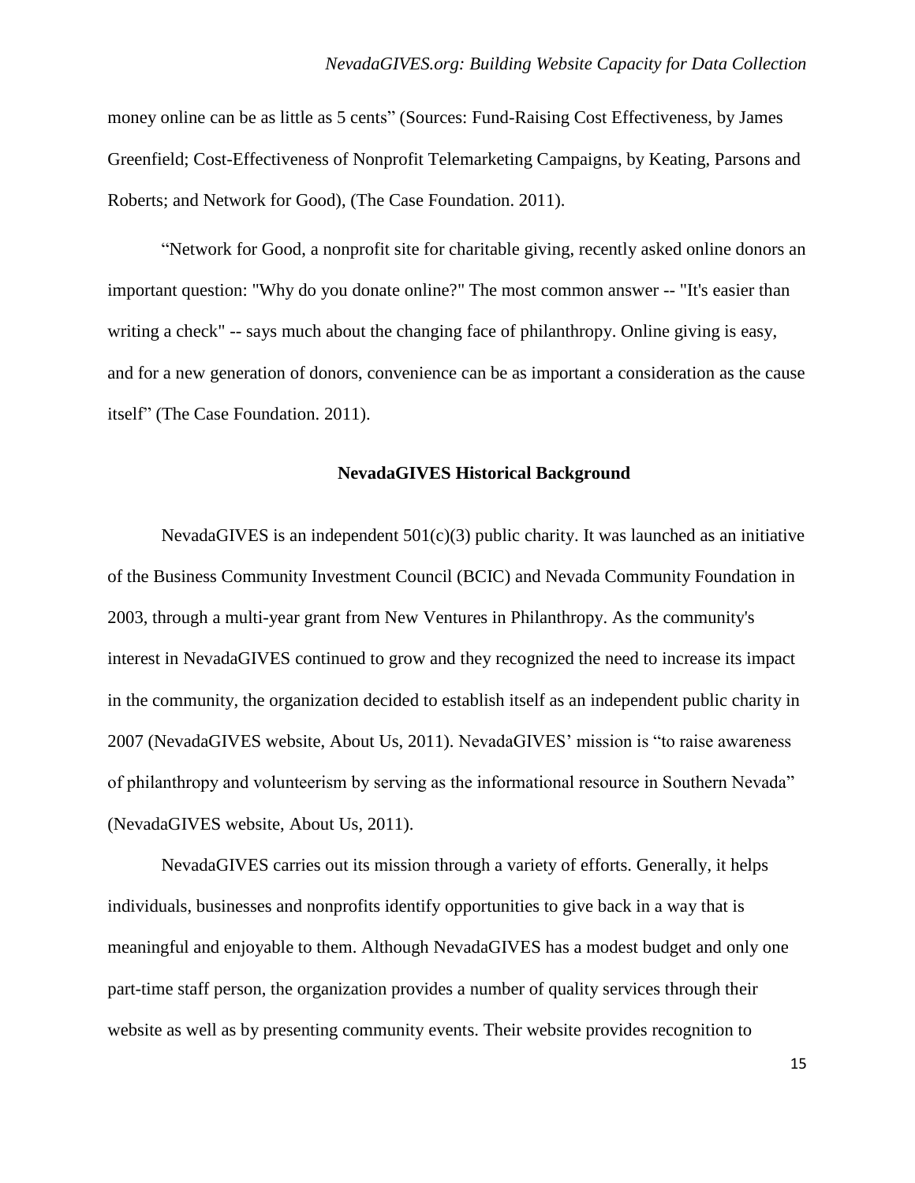money online can be as little as 5 cents" (Sources: Fund-Raising Cost Effectiveness, by James Greenfield; Cost-Effectiveness of Nonprofit Telemarketing Campaigns, by Keating, Parsons and Roberts; and Network for Good), (The Case Foundation. 2011).

"Network for Good, a nonprofit site for charitable giving, recently asked online donors an important question: "Why do you donate online?" The most common answer -- "It's easier than writing a check" -- says much about the changing face of philanthropy. Online giving is easy, and for a new generation of donors, convenience can be as important a consideration as the cause itself" (The Case Foundation. 2011).

## NevadaGIVES Historical Background

NevadaGIVES is an independent 501(c)(3) public charity. It was launched as an initiative of the Business Community Investment Council (BCIC) and Nevada Community Foundation in 2003, through a multi-year grant from New Ventures in Philanthropy. As the community's interest in NevadaGIVES continued to grow and they recognized the need to increase its impact in the community, the organization decided to establish itself as an independent public charity in 2007 (NevadaGIVES website, About Us, 2011). NevadaGIVES' mission is "to raise awareness of philanthropy and volunteerism by serving as the informational resource in Southern Nevada" (NevadaGIVES website, About Us, 2011).

NevadaGIVES carries out its mission through a variety of efforts. Generally, it helps individuals, businesses and nonprofits identify opportunities to give back in a way that is meaningful and enjoyable to them. Although NevadaGIVES has a modest budget and only one part-time staff person, the organization provides a number of quality services through their website as well as by presenting community events. Their website provides recognition to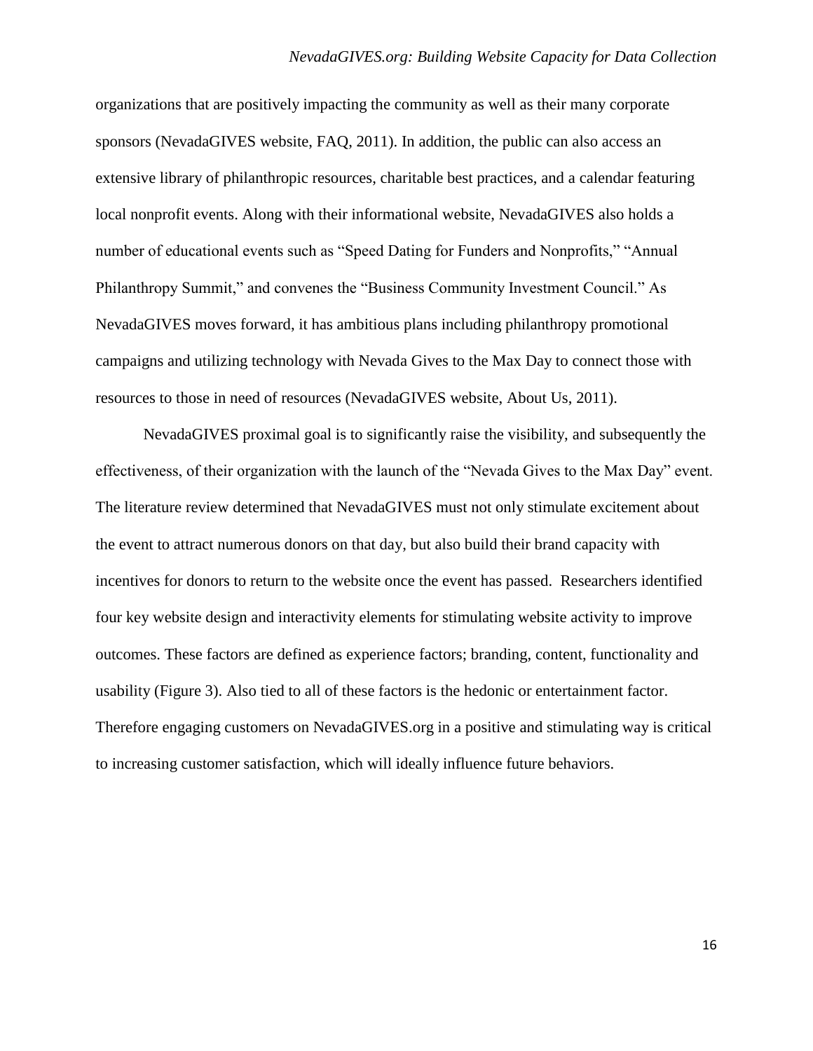organizations that are positively impacting the community as well as their many corporate sponsors (NevadaGIVES website, FAQ, 2011). In addition, the public can also access an extensive library of philanthropic resources, charitable best practices, and a calendar featuring local nonprofit events. Along with their informational website, NevadaGIVES also holds a number of educational events such as "Speed Dating for Funders and Nonprofits," "Annual Philanthropy Summit," and convenes the "Business Community Investment Council." As NevadaGIVES moves forward, it has ambitious plans including philanthropy promotional campaigns and utilizing technology with Nevada Gives to the Max Day to connect those with resources to those in need of resources (NevadaGIVES website, About Us, 2011).

NevadaGIVES proximal goal is to significantly raise the visibility, and subsequently the effectiveness, of their organization with the launch of the "Nevada Gives to the Max Day" event. The literature review determined that NevadaGIVES must not only stimulate excitement about the event to attract numerous donors on that day, but also build their brand capacity with incentives for donors to return to the website once the event has passed. Researchers identified four key website design and interactivity elements for stimulating website activity to improve outcomes. These factors are defined as experience factors; branding, content, functionality and usability (Figure 3). Also tied to all of these factors is the hedonic or entertainment factor. Therefore engaging customers on NevadaGIVES.org in a positive and stimulating way is critical to increasing customer satisfaction, which will ideally influence future behaviors.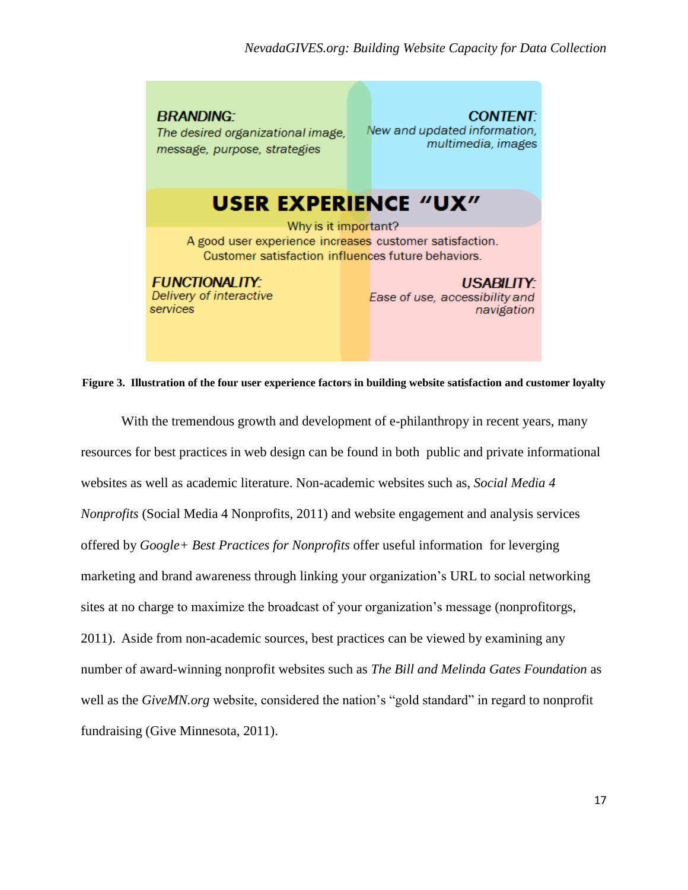**BRANDING:**
*The desired organizational image, message, purpose, strategies*

**CONTENT:**
*New and updated information, multimedia, images*

**USER EXPERIENCE "UX"**

Why is it important?
A good user experience increases customer satisfaction.
Customer satisfaction influences future behaviors.

**FUNCTIONALITY:**
*Delivery of interactive services*

**USABILITY:**
*Ease of use, accessibility and navigation*

**Figure 3. Illustration of the four user experience factors in building website satisfaction and customer loyalty**

With the tremendous growth and development of e-philanthropy in recent years, many resources for best practices in web design can be found in both public and private informational websites as well as academic literature. Non-academic websites such as, *Social Media 4 Nonprofits* (Social Media 4 Nonprofits, 2011) and website engagement and analysis services offered by *Google+ Best Practices for Nonprofits* offer useful information for leverging marketing and brand awareness through linking your organization's URL to social networking sites at no charge to maximize the broadcast of your organization's message (nonprofitorgs, 2011). Aside from non-academic sources, best practices can be viewed by examining any number of award-winning nonprofit websites such as *The Bill and Melinda Gates Foundation* as well as the *GiveMN.org* website, considered the nation's "gold standard" in regard to nonprofit fundraising (Give Minnesota, 2011).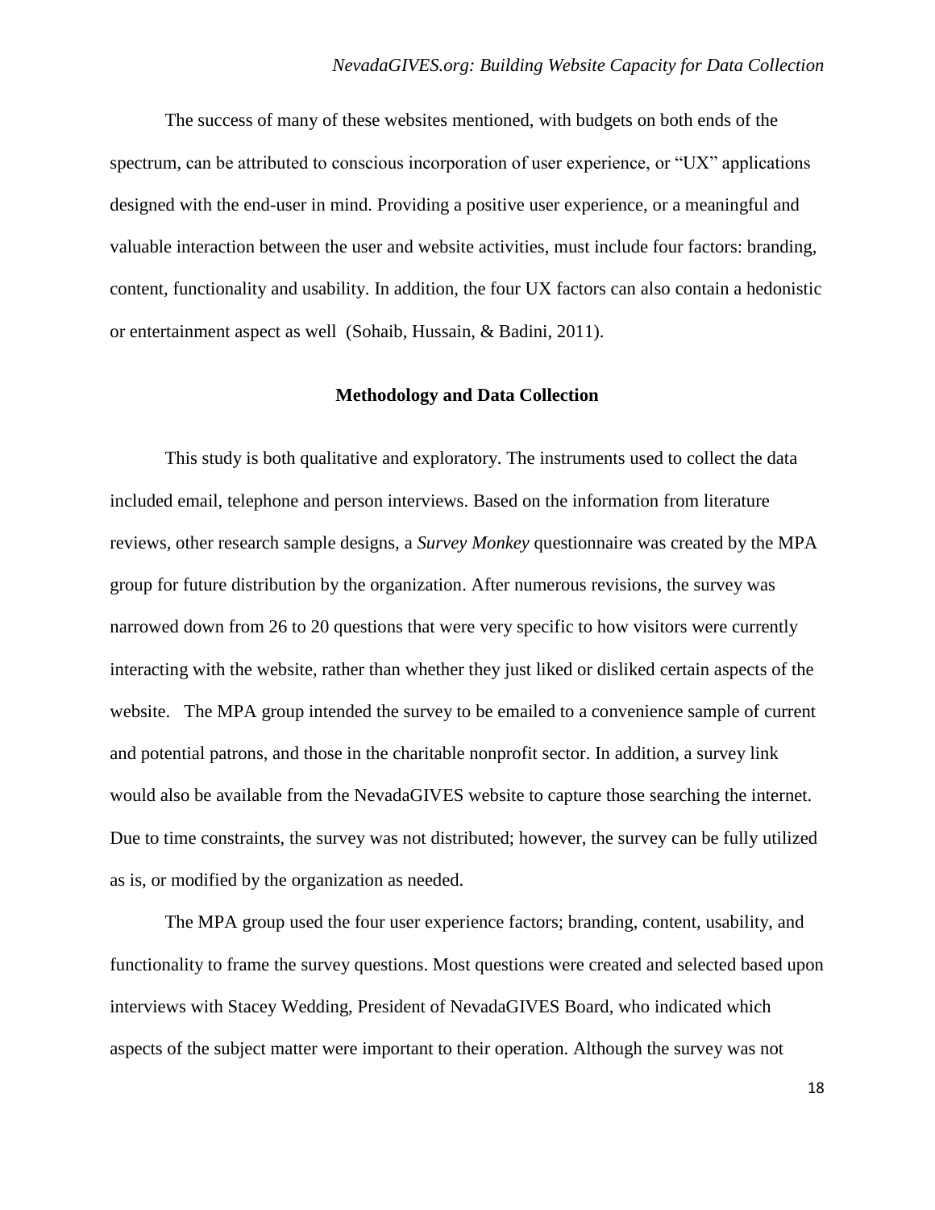The success of many of these websites mentioned, with budgets on both ends of the spectrum, can be attributed to conscious incorporation of user experience, or "UX" applications designed with the end-user in mind. Providing a positive user experience, or a meaningful and valuable interaction between the user and website activities, must include four factors: branding, content, functionality and usability. In addition, the four UX factors can also contain a hedonistic or entertainment aspect as well (Sohaib, Hussain, & Badini, 2011).

## Methodology and Data Collection

This study is both qualitative and exploratory. The instruments used to collect the data included email, telephone and person interviews. Based on the information from literature reviews, other research sample designs, a *Survey Monkey* questionnaire was created by the MPA group for future distribution by the organization. After numerous revisions, the survey was narrowed down from 26 to 20 questions that were very specific to how visitors were currently interacting with the website, rather than whether they just liked or disliked certain aspects of the website. The MPA group intended the survey to be emailed to a convenience sample of current and potential patrons, and those in the charitable nonprofit sector. In addition, a survey link would also be available from the NevadaGIVES website to capture those searching the internet. Due to time constraints, the survey was not distributed; however, the survey can be fully utilized as is, or modified by the organization as needed.

The MPA group used the four user experience factors; branding, content, usability, and functionality to frame the survey questions. Most questions were created and selected based upon interviews with Stacey Wedding, President of NevadaGIVES Board, who indicated which aspects of the subject matter were important to their operation. Although the survey was not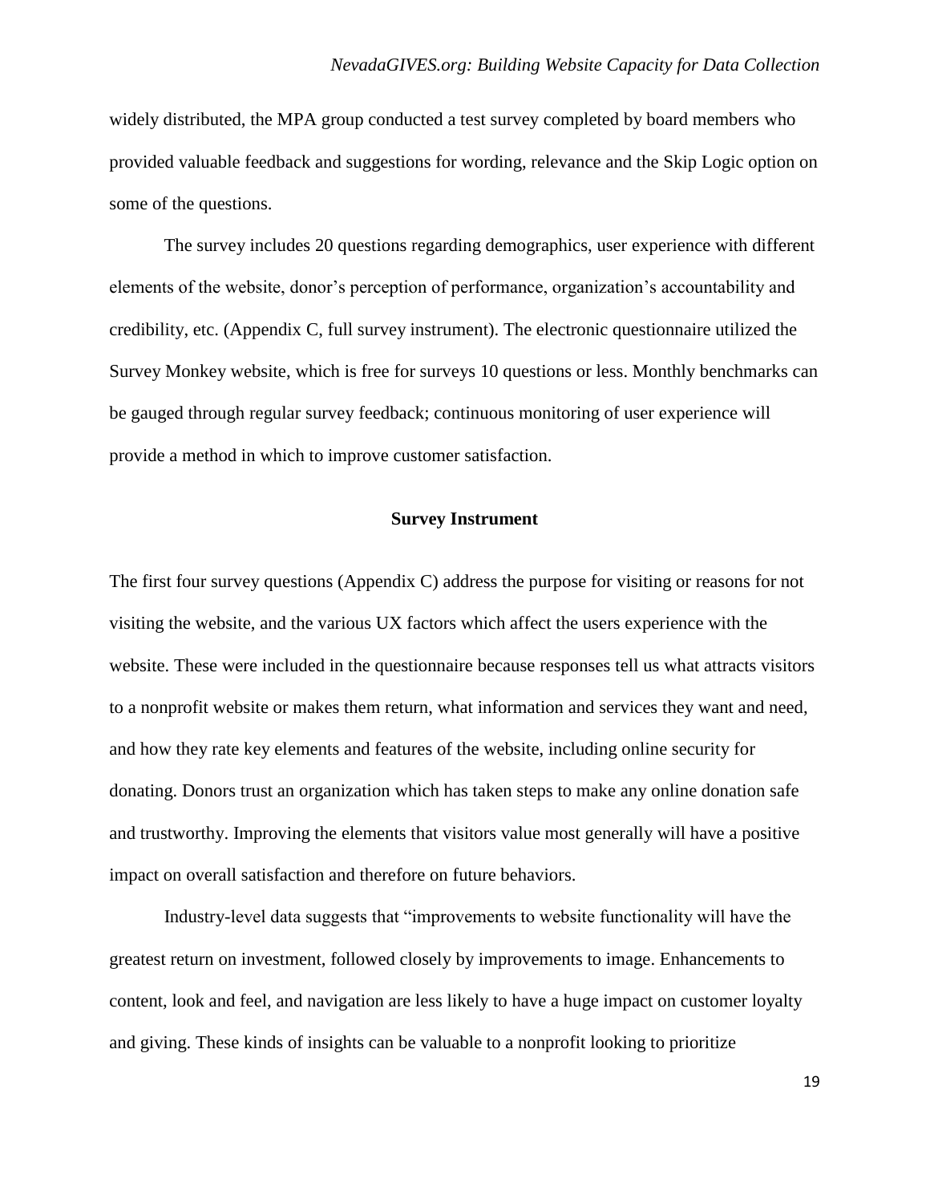widely distributed, the MPA group conducted a test survey completed by board members who provided valuable feedback and suggestions for wording, relevance and the Skip Logic option on some of the questions.

The survey includes 20 questions regarding demographics, user experience with different elements of the website, donor's perception of performance, organization's accountability and credibility, etc. (Appendix C, full survey instrument). The electronic questionnaire utilized the Survey Monkey website, which is free for surveys 10 questions or less. Monthly benchmarks can be gauged through regular survey feedback; continuous monitoring of user experience will provide a method in which to improve customer satisfaction.

## Survey Instrument

The first four survey questions (Appendix C) address the purpose for visiting or reasons for not visiting the website, and the various UX factors which affect the users experience with the website. These were included in the questionnaire because responses tell us what attracts visitors to a nonprofit website or makes them return, what information and services they want and need, and how they rate key elements and features of the website, including online security for donating. Donors trust an organization which has taken steps to make any online donation safe and trustworthy. Improving the elements that visitors value most generally will have a positive impact on overall satisfaction and therefore on future behaviors.

Industry-level data suggests that "improvements to website functionality will have the greatest return on investment, followed closely by improvements to image. Enhancements to content, look and feel, and navigation are less likely to have a huge impact on customer loyalty and giving. These kinds of insights can be valuable to a nonprofit looking to prioritize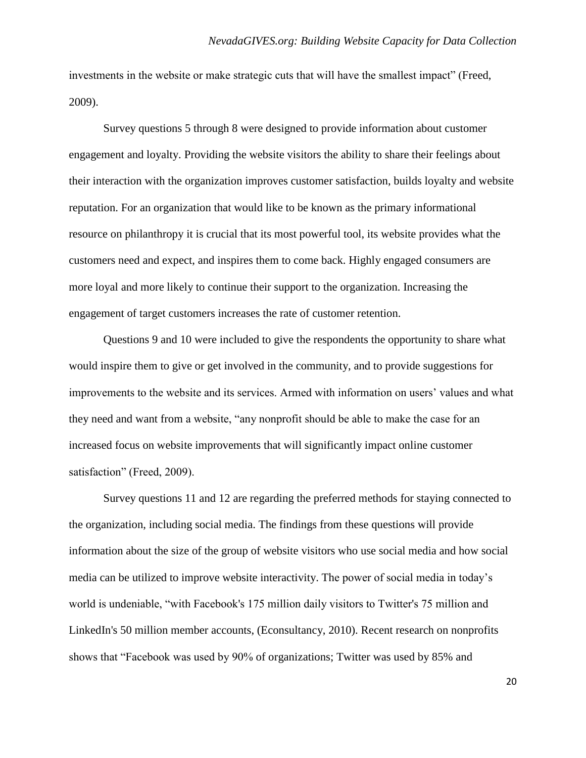investments in the website or make strategic cuts that will have the smallest impact" (Freed, 2009).

Survey questions 5 through 8 were designed to provide information about customer engagement and loyalty. Providing the website visitors the ability to share their feelings about their interaction with the organization improves customer satisfaction, builds loyalty and website reputation. For an organization that would like to be known as the primary informational resource on philanthropy it is crucial that its most powerful tool, its website provides what the customers need and expect, and inspires them to come back. Highly engaged consumers are more loyal and more likely to continue their support to the organization. Increasing the engagement of target customers increases the rate of customer retention.

Questions 9 and 10 were included to give the respondents the opportunity to share what would inspire them to give or get involved in the community, and to provide suggestions for improvements to the website and its services. Armed with information on users' values and what they need and want from a website, "any nonprofit should be able to make the case for an increased focus on website improvements that will significantly impact online customer satisfaction" (Freed, 2009).

Survey questions 11 and 12 are regarding the preferred methods for staying connected to the organization, including social media. The findings from these questions will provide information about the size of the group of website visitors who use social media and how social media can be utilized to improve website interactivity. The power of social media in today's world is undeniable, "with Facebook's 175 million daily visitors to Twitter's 75 million and LinkedIn's 50 million member accounts, (Econsultancy, 2010). Recent research on nonprofits shows that "Facebook was used by 90% of organizations; Twitter was used by 85% and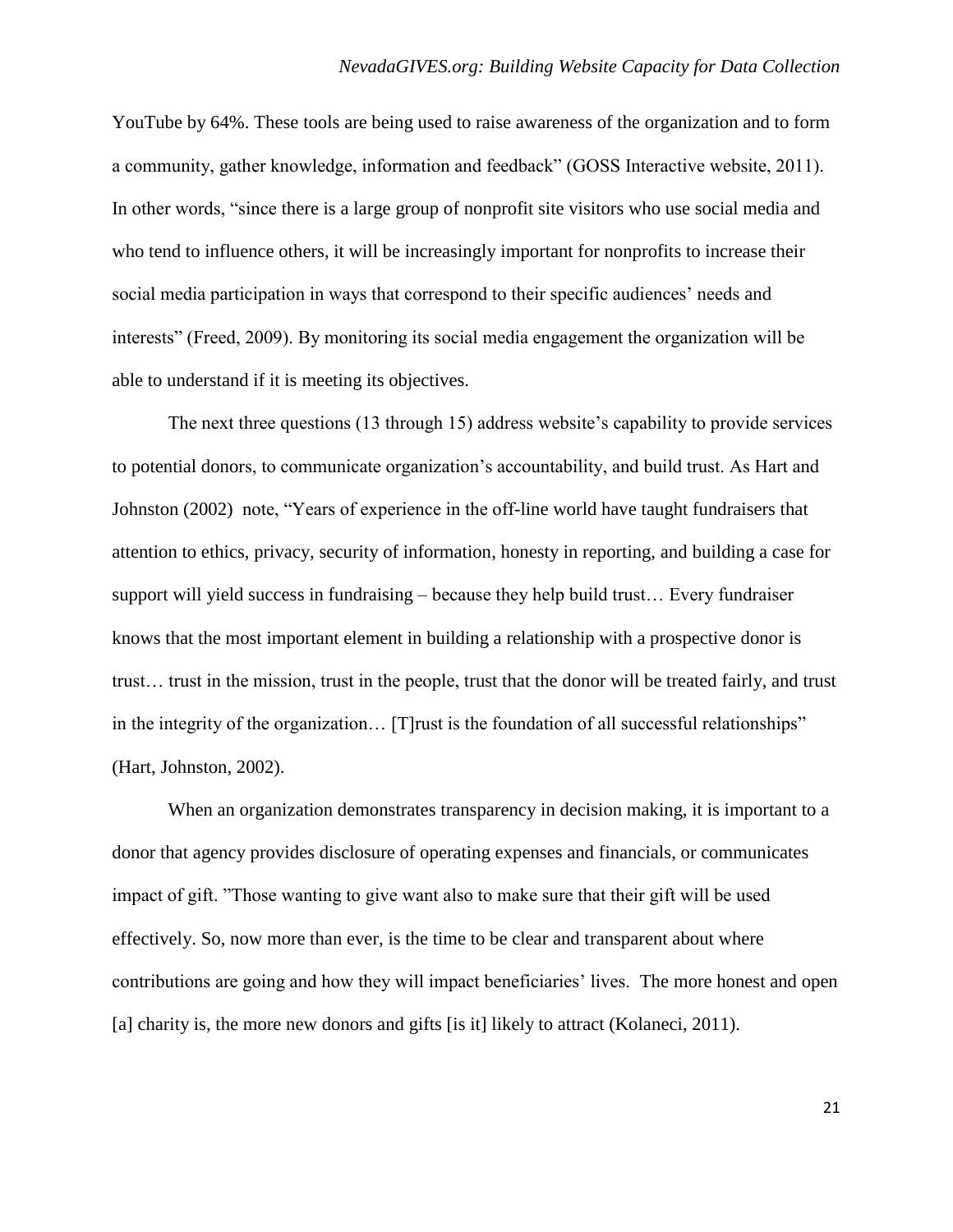YouTube by 64%. These tools are being used to raise awareness of the organization and to form a community, gather knowledge, information and feedback" (GOSS Interactive website, 2011). In other words, "since there is a large group of nonprofit site visitors who use social media and who tend to influence others, it will be increasingly important for nonprofits to increase their social media participation in ways that correspond to their specific audiences' needs and interests" (Freed, 2009). By monitoring its social media engagement the organization will be able to understand if it is meeting its objectives.

The next three questions (13 through 15) address website's capability to provide services to potential donors, to communicate organization's accountability, and build trust. As Hart and Johnston (2002) note, "Years of experience in the off-line world have taught fundraisers that attention to ethics, privacy, security of information, honesty in reporting, and building a case for support will yield success in fundraising – because they help build trust… Every fundraiser knows that the most important element in building a relationship with a prospective donor is trust… trust in the mission, trust in the people, trust that the donor will be treated fairly, and trust in the integrity of the organization… [T]rust is the foundation of all successful relationships" (Hart, Johnston, 2002).

When an organization demonstrates transparency in decision making, it is important to a donor that agency provides disclosure of operating expenses and financials, or communicates impact of gift. "Those wanting to give want also to make sure that their gift will be used effectively. So, now more than ever, is the time to be clear and transparent about where contributions are going and how they will impact beneficiaries' lives. The more honest and open [a] charity is, the more new donors and gifts [is it] likely to attract (Kolaneci, 2011).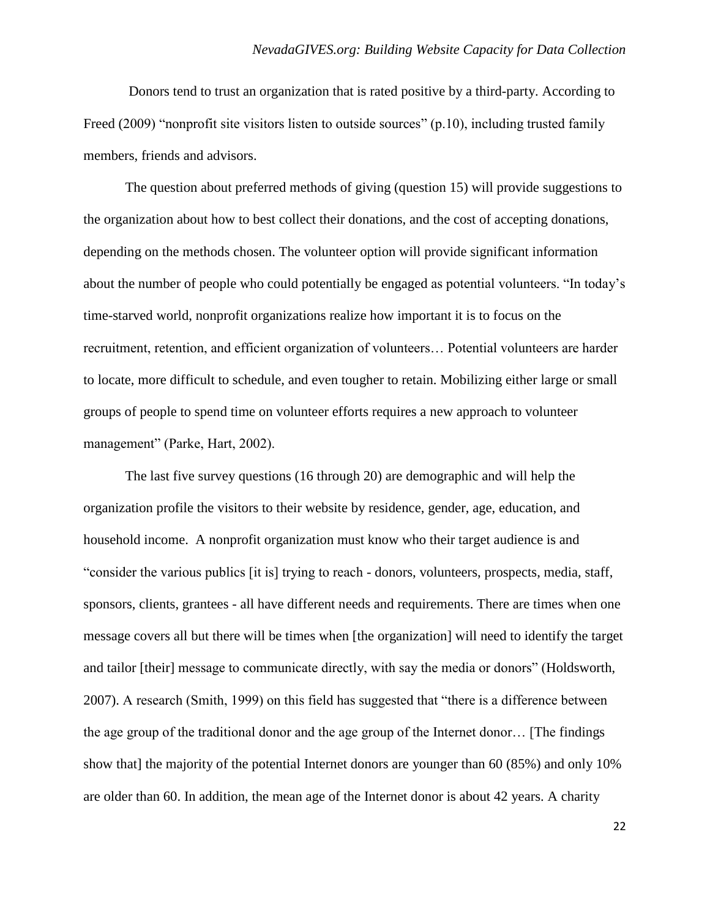Donors tend to trust an organization that is rated positive by a third-party. According to Freed (2009) "nonprofit site visitors listen to outside sources" (p.10), including trusted family members, friends and advisors.

The question about preferred methods of giving (question 15) will provide suggestions to the organization about how to best collect their donations, and the cost of accepting donations, depending on the methods chosen. The volunteer option will provide significant information about the number of people who could potentially be engaged as potential volunteers. "In today's time-starved world, nonprofit organizations realize how important it is to focus on the recruitment, retention, and efficient organization of volunteers… Potential volunteers are harder to locate, more difficult to schedule, and even tougher to retain. Mobilizing either large or small groups of people to spend time on volunteer efforts requires a new approach to volunteer management" (Parke, Hart, 2002).

The last five survey questions (16 through 20) are demographic and will help the organization profile the visitors to their website by residence, gender, age, education, and household income. A nonprofit organization must know who their target audience is and "consider the various publics [it is] trying to reach - donors, volunteers, prospects, media, staff, sponsors, clients, grantees - all have different needs and requirements. There are times when one message covers all but there will be times when [the organization] will need to identify the target and tailor [their] message to communicate directly, with say the media or donors" (Holdsworth, 2007). A research (Smith, 1999) on this field has suggested that "there is a difference between the age group of the traditional donor and the age group of the Internet donor… [The findings show that] the majority of the potential Internet donors are younger than 60 (85%) and only 10% are older than 60. In addition, the mean age of the Internet donor is about 42 years. A charity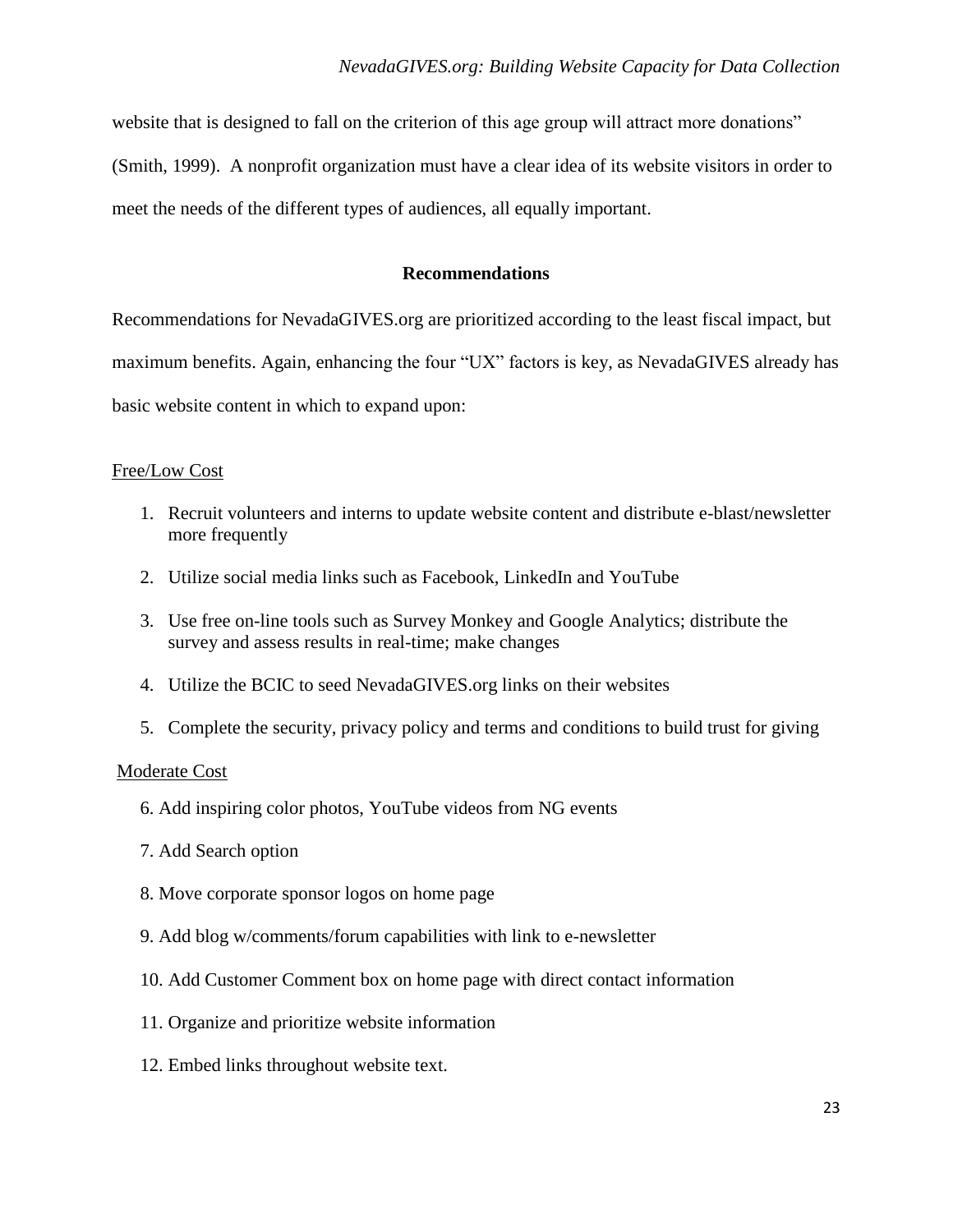website that is designed to fall on the criterion of this age group will attract more donations" (Smith, 1999). A nonprofit organization must have a clear idea of its website visitors in order to meet the needs of the different types of audiences, all equally important.

## Recommendations

Recommendations for NevadaGIVES.org are prioritized according to the least fiscal impact, but maximum benefits. Again, enhancing the four "UX" factors is key, as NevadaGIVES already has basic website content in which to expand upon:

Free/Low Cost

1. Recruit volunteers and interns to update website content and distribute e-blast/newsletter more frequently
2. Utilize social media links such as Facebook, LinkedIn and YouTube
3. Use free on-line tools such as Survey Monkey and Google Analytics; distribute the survey and assess results in real-time; make changes
4. Utilize the BCIC to seed NevadaGIVES.org links on their websites
5. Complete the security, privacy policy and terms and conditions to build trust for giving

Moderate Cost

6. Add inspiring color photos, YouTube videos from NG events
7. Add Search option
8. Move corporate sponsor logos on home page
9. Add blog w/comments/forum capabilities with link to e-newsletter
10. Add Customer Comment box on home page with direct contact information
11. Organize and prioritize website information
12. Embed links throughout website text.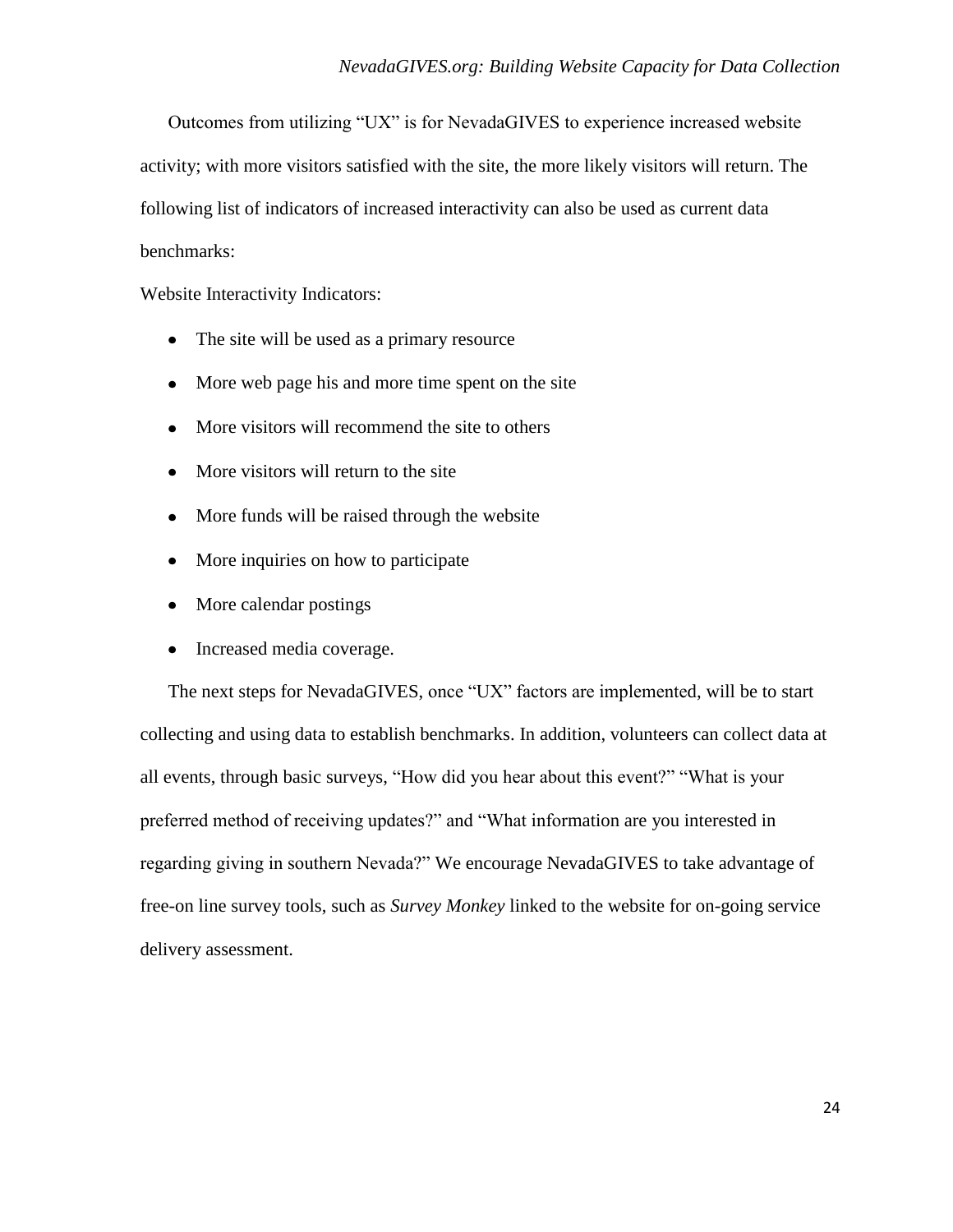Outcomes from utilizing "UX" is for NevadaGIVES to experience increased website activity; with more visitors satisfied with the site, the more likely visitors will return. The following list of indicators of increased interactivity can also be used as current data benchmarks:

Website Interactivity Indicators:

- The site will be used as a primary resource
- More web page his and more time spent on the site
- More visitors will recommend the site to others
- More visitors will return to the site
- More funds will be raised through the website
- More inquiries on how to participate
- More calendar postings
- Increased media coverage.

The next steps for NevadaGIVES, once "UX" factors are implemented, will be to start collecting and using data to establish benchmarks. In addition, volunteers can collect data at all events, through basic surveys, "How did you hear about this event?" "What is your preferred method of receiving updates?" and "What information are you interested in regarding giving in southern Nevada?" We encourage NevadaGIVES to take advantage of free-on line survey tools, such as *Survey Monkey* linked to the website for on-going service delivery assessment.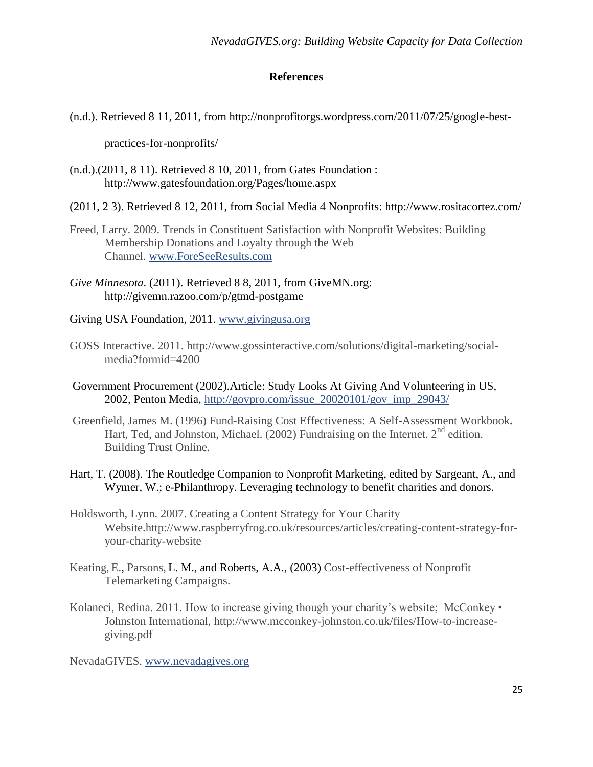## References

(n.d.). Retrieved 8 11, 2011, from http://nonprofitorgs.wordpress.com/2011/07/25/google-best-practices-for-nonprofits/

(n.d.).(2011, 8 11). Retrieved 8 10, 2011, from Gates Foundation : http://www.gatesfoundation.org/Pages/home.aspx

(2011, 2 3). Retrieved 8 12, 2011, from Social Media 4 Nonprofits: http://www.rositacortez.com/

Freed, Larry. 2009. Trends in Constituent Satisfaction with Nonprofit Websites: Building Membership Donations and Loyalty through the Web Channel. www.ForeSeeResults.com

*Give Minnesota*. (2011). Retrieved 8 8, 2011, from GiveMN.org: http://givemn.razoo.com/p/gtmd-postgame

Giving USA Foundation, 2011. www.givingusa.org

GOSS Interactive. 2011. http://www.gossinteractive.com/solutions/digital-marketing/social-media?formid=4200

Government Procurement (2002).Article: Study Looks At Giving And Volunteering in US, 2002, Penton Media, http://govpro.com/issue_20020101/gov_imp_29043/

Greenfield, James M. (1996) Fund-Raising Cost Effectiveness: A Self-Assessment Workbook**.** Hart, Ted, and Johnston, Michael. (2002) Fundraising on the Internet. 2nd edition. Building Trust Online.

Hart, T. (2008). The Routledge Companion to Nonprofit Marketing, edited by Sargeant, A., and Wymer, W.; e-Philanthropy. Leveraging technology to benefit charities and donors.

Holdsworth, Lynn. 2007. Creating a Content Strategy for Your Charity Website.http://www.raspberryfrog.co.uk/resources/articles/creating-content-strategy-for-your-charity-website

Keating, E., Parsons, L. M., and Roberts, A.A., (2003) Cost-effectiveness of Nonprofit Telemarketing Campaigns.

Kolaneci, Redina. 2011. How to increase giving though your charity's website; McConkey • Johnston International, http://www.mcconkey-johnston.co.uk/files/How-to-increase-giving.pdf

NevadaGIVES. www.nevadagives.org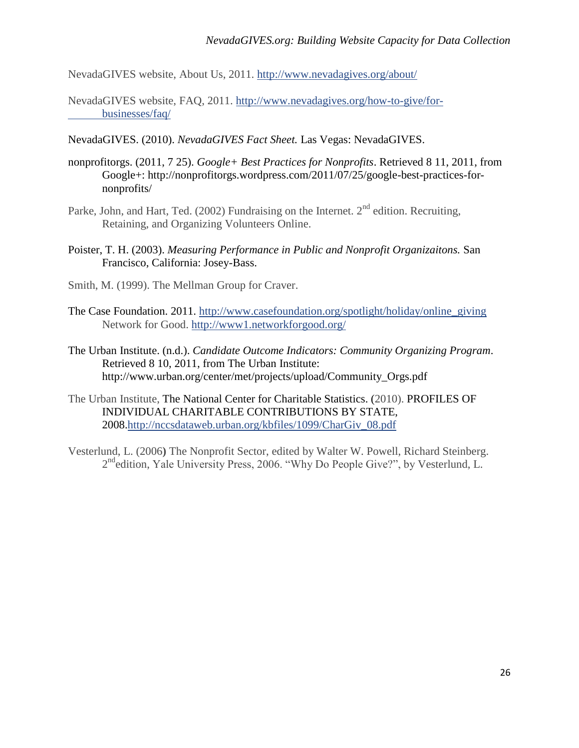NevadaGIVES website, About Us, 2011. http://www.nevadagives.org/about/

NevadaGIVES website, FAQ, 2011. http://www.nevadagives.org/how-to-give/for-businesses/faq/

NevadaGIVES. (2010). *NevadaGIVES Fact Sheet.* Las Vegas: NevadaGIVES.

nonprofitorgs. (2011, 7 25). *Google+ Best Practices for Nonprofits*. Retrieved 8 11, 2011, from Google+: http://nonprofitorgs.wordpress.com/2011/07/25/google-best-practices-for-nonprofits/

Parke, John, and Hart, Ted. (2002) Fundraising on the Internet. 2nd edition. Recruiting, Retaining, and Organizing Volunteers Online.

Poister, T. H. (2003). *Measuring Performance in Public and Nonprofit Organizaitons.* San Francisco, California: Josey-Bass.

Smith, M. (1999). The Mellman Group for Craver.

The Case Foundation. 2011. http://www.casefoundation.org/spotlight/holiday/online_giving Network for Good. http://www1.networkforgood.org/

The Urban Institute. (n.d.). *Candidate Outcome Indicators: Community Organizing Program*. Retrieved 8 10, 2011, from The Urban Institute: http://www.urban.org/center/met/projects/upload/Community_Orgs.pdf

The Urban Institute, The National Center for Charitable Statistics. (2010). PROFILES OF INDIVIDUAL CHARITABLE CONTRIBUTIONS BY STATE, 2008.http://nccsdataweb.urban.org/kbfiles/1099/CharGiv_08.pdf

Vesterlund, L. (2006) The Nonprofit Sector, edited by Walter W. Powell, Richard Steinberg. 2nd edition, Yale University Press, 2006. "Why Do People Give?", by Vesterlund, L.